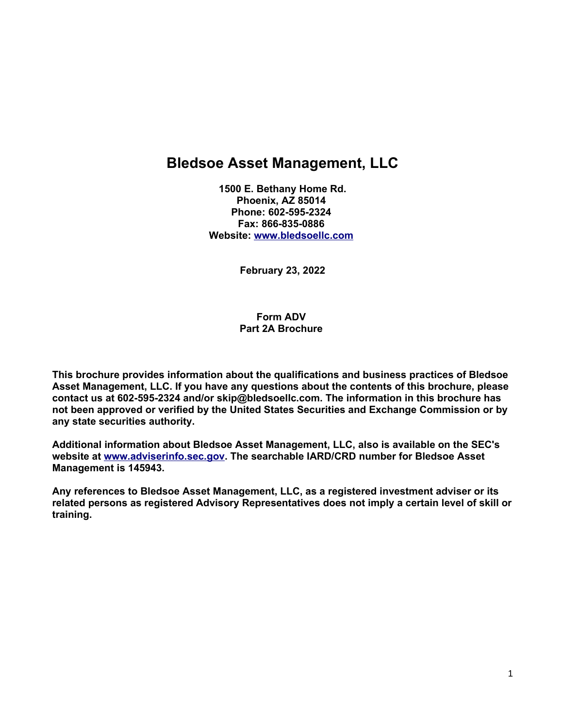# Bledsoe Asset Management, LLC

**1500 E. Bethany Home Rd.**
**Phoenix, AZ 85014**
**Phone: 602-595-2324**
**Fax: 866-835-0886**
**Website: [www.bledsoellc.com](www.bledsoellc.com)**

**February 23, 2022**

**Form ADV**
**Part 2A Brochure**

**This brochure provides information about the qualifications and business practices of Bledsoe Asset Management, LLC. If you have any questions about the contents of this brochure, please contact us at 602-595-2324 and/or skip@bledsoellc.com. The information in this brochure has not been approved or verified by the United States Securities and Exchange Commission or by any state securities authority.**

**Additional information about Bledsoe Asset Management, LLC, also is available on the SEC's website at [www.adviserinfo.sec.gov](www.adviserinfo.sec.gov). The searchable IARD/CRD number for Bledsoe Asset Management is 145943.**

**Any references to Bledsoe Asset Management, LLC, as a registered investment adviser or its related persons as registered Advisory Representatives does not imply a certain level of skill or training.**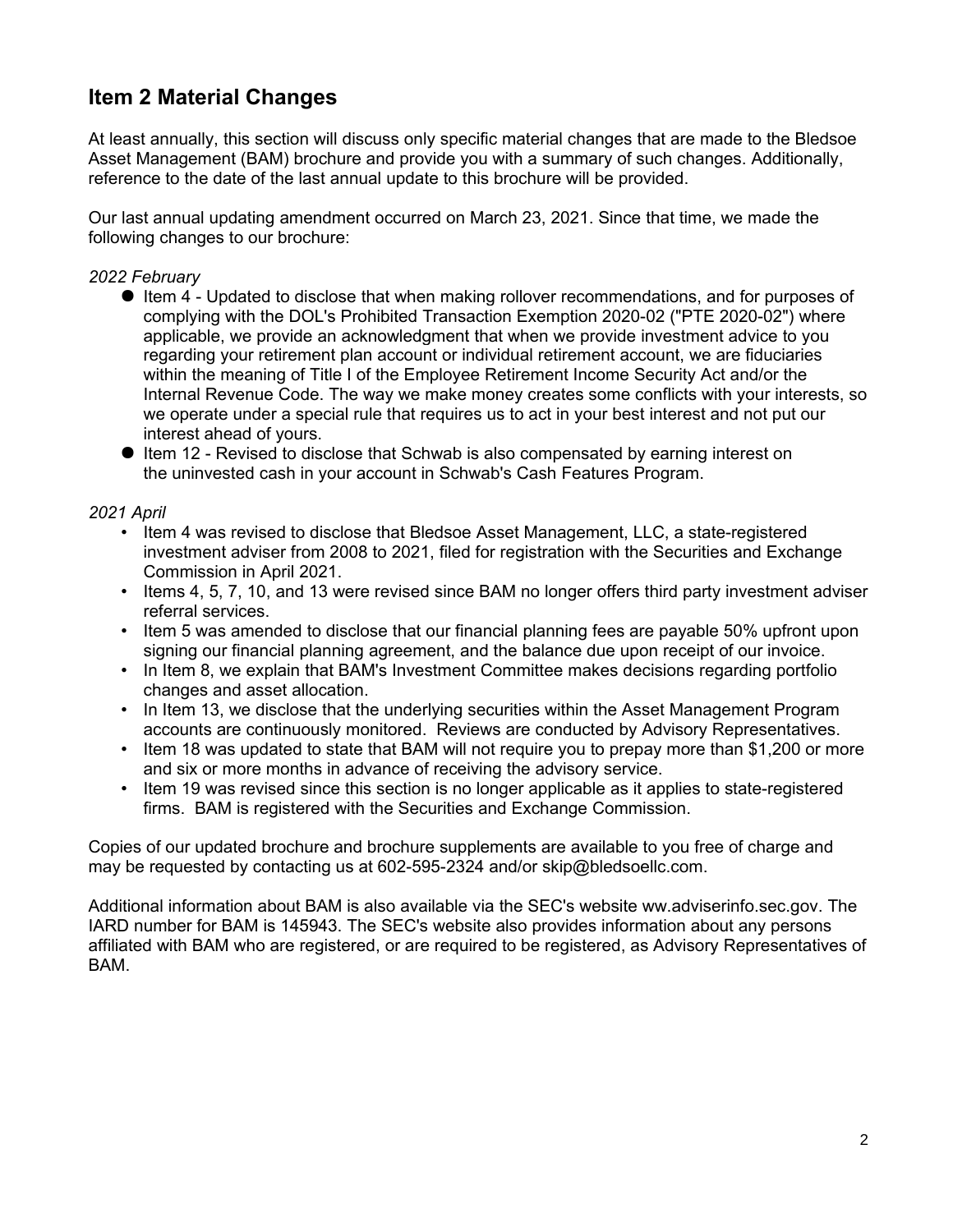## Item 2 Material Changes

At least annually, this section will discuss only specific material changes that are made to the Bledsoe Asset Management (BAM) brochure and provide you with a summary of such changes. Additionally, reference to the date of the last annual update to this brochure will be provided.

Our last annual updating amendment occurred on March 23, 2021. Since that time, we made the following changes to our brochure:

*2022 February*

- Item 4 - Updated to disclose that when making rollover recommendations, and for purposes of complying with the DOL's Prohibited Transaction Exemption 2020-02 ("PTE 2020-02") where applicable, we provide an acknowledgment that when we provide investment advice to you regarding your retirement plan account or individual retirement account, we are fiduciaries within the meaning of Title I of the Employee Retirement Income Security Act and/or the Internal Revenue Code. The way we make money creates some conflicts with your interests, so we operate under a special rule that requires us to act in your best interest and not put our interest ahead of yours.
- Item 12 - Revised to disclose that Schwab is also compensated by earning interest on the uninvested cash in your account in Schwab's Cash Features Program.

*2021 April*

- Item 4 was revised to disclose that Bledsoe Asset Management, LLC, a state-registered investment adviser from 2008 to 2021, filed for registration with the Securities and Exchange Commission in April 2021.
- Items 4, 5, 7, 10, and 13 were revised since BAM no longer offers third party investment adviser referral services.
- Item 5 was amended to disclose that our financial planning fees are payable 50% upfront upon signing our financial planning agreement, and the balance due upon receipt of our invoice.
- In Item 8, we explain that BAM's Investment Committee makes decisions regarding portfolio changes and asset allocation.
- In Item 13, we disclose that the underlying securities within the Asset Management Program accounts are continuously monitored. Reviews are conducted by Advisory Representatives.
- Item 18 was updated to state that BAM will not require you to prepay more than $1,200 or more and six or more months in advance of receiving the advisory service.
- Item 19 was revised since this section is no longer applicable as it applies to state-registered firms. BAM is registered with the Securities and Exchange Commission.

Copies of our updated brochure and brochure supplements are available to you free of charge and may be requested by contacting us at 602-595-2324 and/or skip@bledsoellc.com.

Additional information about BAM is also available via the SEC's website ww.adviserinfo.sec.gov. The IARD number for BAM is 145943. The SEC's website also provides information about any persons affiliated with BAM who are registered, or are required to be registered, as Advisory Representatives of BAM.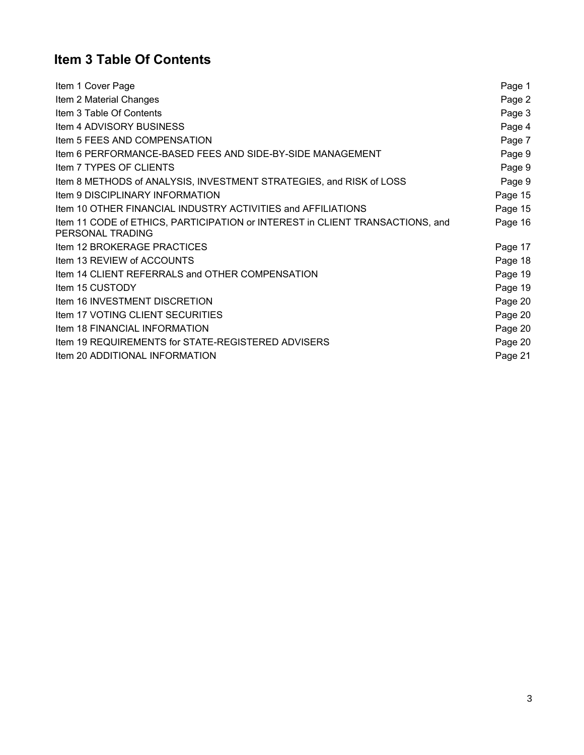## Item 3 Table Of Contents

| | |
|---|---|
| Item 1 Cover Page | Page 1 |
| Item 2 Material Changes | Page 2 |
| Item 3 Table Of Contents | Page 3 |
| Item 4 ADVISORY BUSINESS | Page 4 |
| Item 5 FEES AND COMPENSATION | Page 7 |
| Item 6 PERFORMANCE-BASED FEES AND SIDE-BY-SIDE MANAGEMENT | Page 9 |
| Item 7 TYPES OF CLIENTS | Page 9 |
| Item 8 METHODS of ANALYSIS, INVESTMENT STRATEGIES, and RISK of LOSS | Page 9 |
| Item 9 DISCIPLINARY INFORMATION | Page 15 |
| Item 10 OTHER FINANCIAL INDUSTRY ACTIVITIES and AFFILIATIONS | Page 15 |
| Item 11 CODE of ETHICS, PARTICIPATION or INTEREST in CLIENT TRANSACTIONS, and PERSONAL TRADING | Page 16 |
| Item 12 BROKERAGE PRACTICES | Page 17 |
| Item 13 REVIEW of ACCOUNTS | Page 18 |
| Item 14 CLIENT REFERRALS and OTHER COMPENSATION | Page 19 |
| Item 15 CUSTODY | Page 19 |
| Item 16 INVESTMENT DISCRETION | Page 20 |
| Item 17 VOTING CLIENT SECURITIES | Page 20 |
| Item 18 FINANCIAL INFORMATION | Page 20 |
| Item 19 REQUIREMENTS for STATE-REGISTERED ADVISERS | Page 20 |
| Item 20 ADDITIONAL INFORMATION | Page 21 |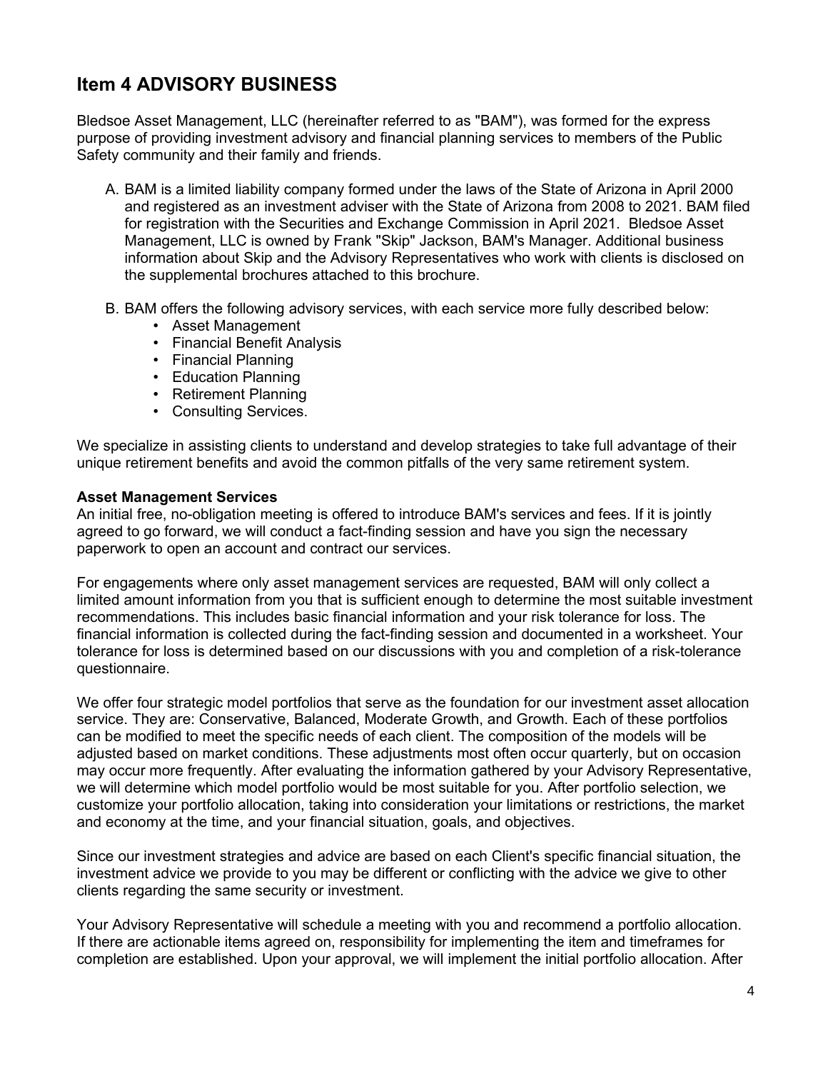## Item 4 ADVISORY BUSINESS

Bledsoe Asset Management, LLC (hereinafter referred to as "BAM"), was formed for the express purpose of providing investment advisory and financial planning services to members of the Public Safety community and their family and friends.

A. BAM is a limited liability company formed under the laws of the State of Arizona in April 2000 and registered as an investment adviser with the State of Arizona from 2008 to 2021. BAM filed for registration with the Securities and Exchange Commission in April 2021. Bledsoe Asset Management, LLC is owned by Frank "Skip" Jackson, BAM's Manager. Additional business information about Skip and the Advisory Representatives who work with clients is disclosed on the supplemental brochures attached to this brochure.

B. BAM offers the following advisory services, with each service more fully described below:
   - Asset Management
   - Financial Benefit Analysis
   - Financial Planning
   - Education Planning
   - Retirement Planning
   - Consulting Services.

We specialize in assisting clients to understand and develop strategies to take full advantage of their unique retirement benefits and avoid the common pitfalls of the very same retirement system.

**Asset Management Services**
An initial free, no-obligation meeting is offered to introduce BAM's services and fees. If it is jointly agreed to go forward, we will conduct a fact-finding session and have you sign the necessary paperwork to open an account and contract our services.

For engagements where only asset management services are requested, BAM will only collect a limited amount information from you that is sufficient enough to determine the most suitable investment recommendations. This includes basic financial information and your risk tolerance for loss. The financial information is collected during the fact-finding session and documented in a worksheet. Your tolerance for loss is determined based on our discussions with you and completion of a risk-tolerance questionnaire.

We offer four strategic model portfolios that serve as the foundation for our investment asset allocation service. They are: Conservative, Balanced, Moderate Growth, and Growth. Each of these portfolios can be modified to meet the specific needs of each client. The composition of the models will be adjusted based on market conditions. These adjustments most often occur quarterly, but on occasion may occur more frequently. After evaluating the information gathered by your Advisory Representative, we will determine which model portfolio would be most suitable for you. After portfolio selection, we customize your portfolio allocation, taking into consideration your limitations or restrictions, the market and economy at the time, and your financial situation, goals, and objectives.

Since our investment strategies and advice are based on each Client's specific financial situation, the investment advice we provide to you may be different or conflicting with the advice we give to other clients regarding the same security or investment.

Your Advisory Representative will schedule a meeting with you and recommend a portfolio allocation. If there are actionable items agreed on, responsibility for implementing the item and timeframes for completion are established. Upon your approval, we will implement the initial portfolio allocation. After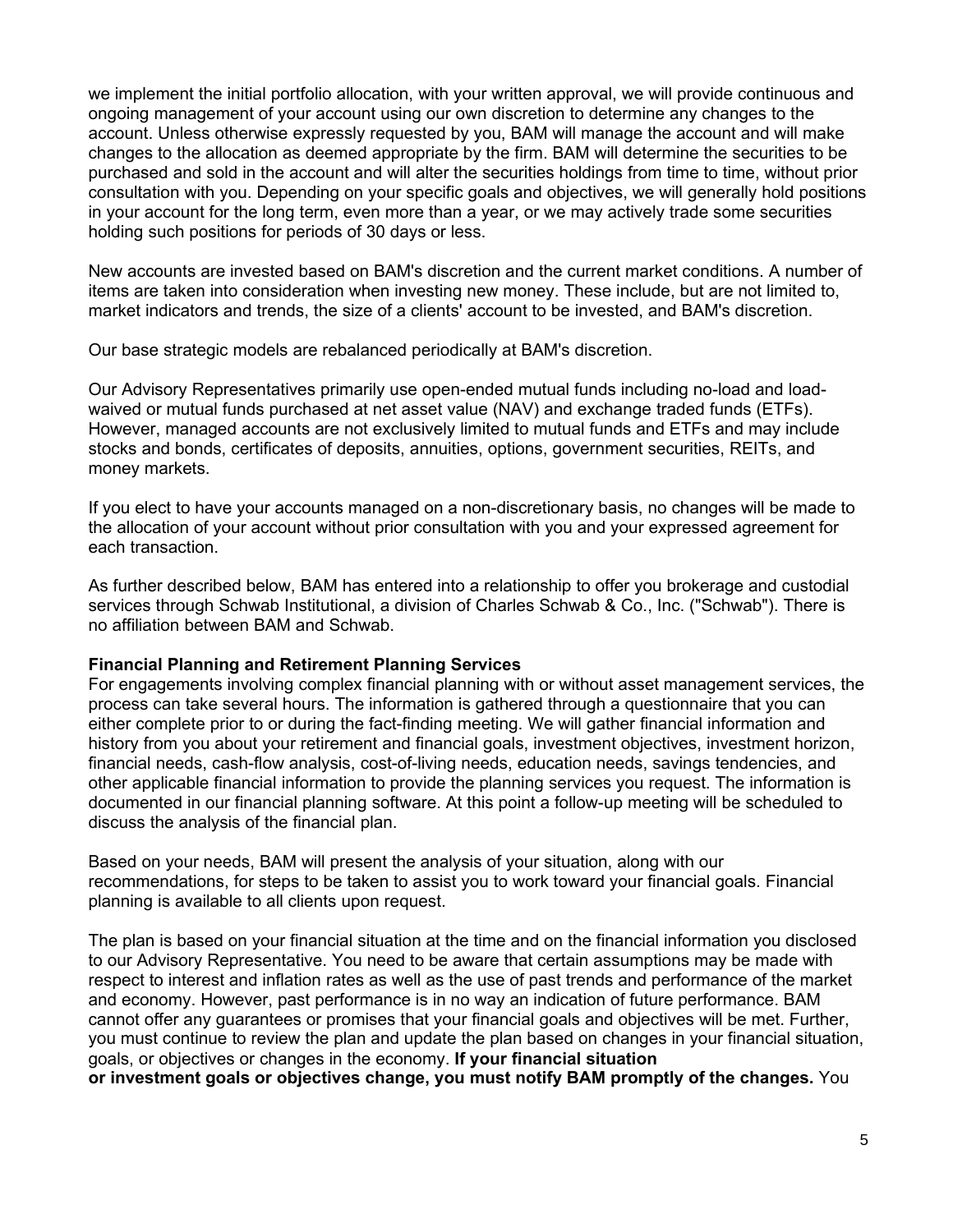we implement the initial portfolio allocation, with your written approval, we will provide continuous and ongoing management of your account using our own discretion to determine any changes to the account. Unless otherwise expressly requested by you, BAM will manage the account and will make changes to the allocation as deemed appropriate by the firm. BAM will determine the securities to be purchased and sold in the account and will alter the securities holdings from time to time, without prior consultation with you. Depending on your specific goals and objectives, we will generally hold positions in your account for the long term, even more than a year, or we may actively trade some securities holding such positions for periods of 30 days or less.

New accounts are invested based on BAM's discretion and the current market conditions. A number of items are taken into consideration when investing new money. These include, but are not limited to, market indicators and trends, the size of a clients' account to be invested, and BAM's discretion.

Our base strategic models are rebalanced periodically at BAM's discretion.

Our Advisory Representatives primarily use open-ended mutual funds including no-load and load-waived or mutual funds purchased at net asset value (NAV) and exchange traded funds (ETFs). However, managed accounts are not exclusively limited to mutual funds and ETFs and may include stocks and bonds, certificates of deposits, annuities, options, government securities, REITs, and money markets.

If you elect to have your accounts managed on a non-discretionary basis, no changes will be made to the allocation of your account without prior consultation with you and your expressed agreement for each transaction.

As further described below, BAM has entered into a relationship to offer you brokerage and custodial services through Schwab Institutional, a division of Charles Schwab & Co., Inc. ("Schwab"). There is no affiliation between BAM and Schwab.

**Financial Planning and Retirement Planning Services**

For engagements involving complex financial planning with or without asset management services, the process can take several hours. The information is gathered through a questionnaire that you can either complete prior to or during the fact-finding meeting. We will gather financial information and history from you about your retirement and financial goals, investment objectives, investment horizon, financial needs, cash-flow analysis, cost-of-living needs, education needs, savings tendencies, and other applicable financial information to provide the planning services you request. The information is documented in our financial planning software. At this point a follow-up meeting will be scheduled to discuss the analysis of the financial plan.

Based on your needs, BAM will present the analysis of your situation, along with our recommendations, for steps to be taken to assist you to work toward your financial goals. Financial planning is available to all clients upon request.

The plan is based on your financial situation at the time and on the financial information you disclosed to our Advisory Representative. You need to be aware that certain assumptions may be made with respect to interest and inflation rates as well as the use of past trends and performance of the market and economy. However, past performance is in no way an indication of future performance. BAM cannot offer any guarantees or promises that your financial goals and objectives will be met. Further, you must continue to review the plan and update the plan based on changes in your financial situation, goals, or objectives or changes in the economy. **If your financial situation or investment goals or objectives change, you must notify BAM promptly of the changes.** You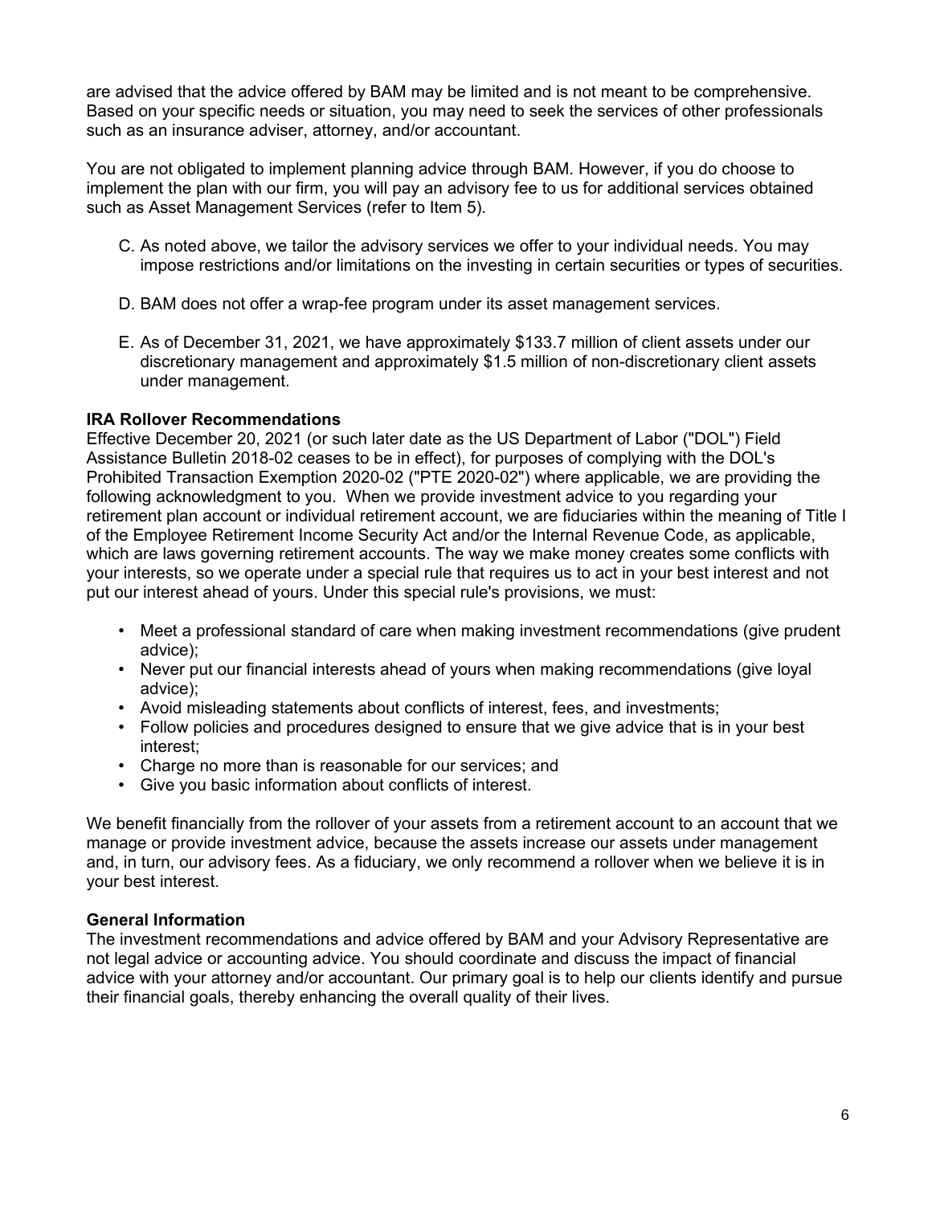are advised that the advice offered by BAM may be limited and is not meant to be comprehensive. Based on your specific needs or situation, you may need to seek the services of other professionals such as an insurance adviser, attorney, and/or accountant.

You are not obligated to implement planning advice through BAM. However, if you do choose to implement the plan with our firm, you will pay an advisory fee to us for additional services obtained such as Asset Management Services (refer to Item 5).

C. As noted above, we tailor the advisory services we offer to your individual needs. You may impose restrictions and/or limitations on the investing in certain securities or types of securities.

D. BAM does not offer a wrap-fee program under its asset management services.

E. As of December 31, 2021, we have approximately $133.7 million of client assets under our discretionary management and approximately $1.5 million of non-discretionary client assets under management.

**IRA Rollover Recommendations**

Effective December 20, 2021 (or such later date as the US Department of Labor ("DOL") Field Assistance Bulletin 2018-02 ceases to be in effect), for purposes of complying with the DOL's Prohibited Transaction Exemption 2020-02 ("PTE 2020-02") where applicable, we are providing the following acknowledgment to you. When we provide investment advice to you regarding your retirement plan account or individual retirement account, we are fiduciaries within the meaning of Title I of the Employee Retirement Income Security Act and/or the Internal Revenue Code, as applicable, which are laws governing retirement accounts. The way we make money creates some conflicts with your interests, so we operate under a special rule that requires us to act in your best interest and not put our interest ahead of yours. Under this special rule's provisions, we must:

- Meet a professional standard of care when making investment recommendations (give prudent advice);
- Never put our financial interests ahead of yours when making recommendations (give loyal advice);
- Avoid misleading statements about conflicts of interest, fees, and investments;
- Follow policies and procedures designed to ensure that we give advice that is in your best interest;
- Charge no more than is reasonable for our services; and
- Give you basic information about conflicts of interest.

We benefit financially from the rollover of your assets from a retirement account to an account that we manage or provide investment advice, because the assets increase our assets under management and, in turn, our advisory fees. As a fiduciary, we only recommend a rollover when we believe it is in your best interest.

**General Information**

The investment recommendations and advice offered by BAM and your Advisory Representative are not legal advice or accounting advice. You should coordinate and discuss the impact of financial advice with your attorney and/or accountant. Our primary goal is to help our clients identify and pursue their financial goals, thereby enhancing the overall quality of their lives.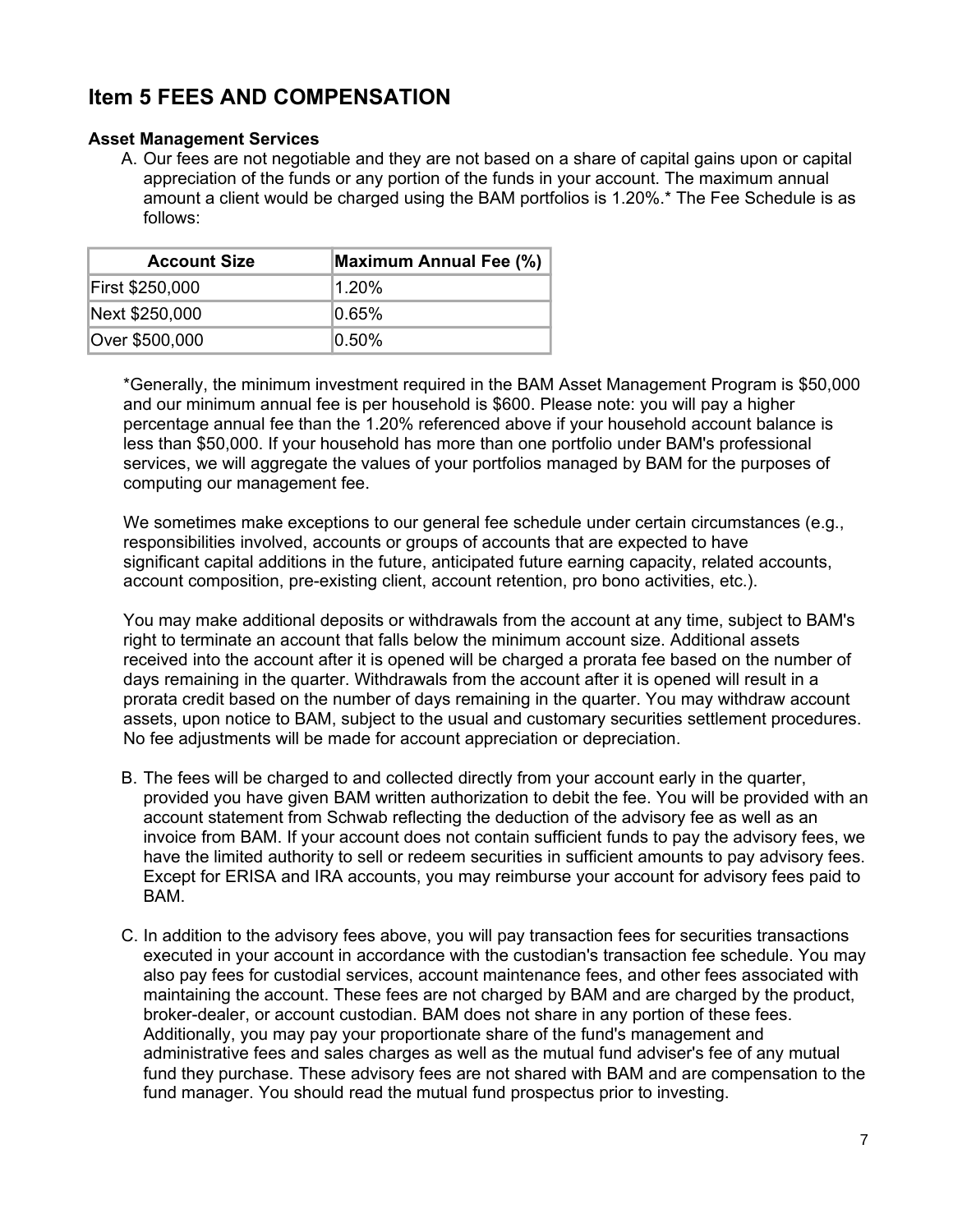## Item 5 FEES AND COMPENSATION

**Asset Management Services**

A. Our fees are not negotiable and they are not based on a share of capital gains upon or capital appreciation of the funds or any portion of the funds in your account. The maximum annual amount a client would be charged using the BAM portfolios is 1.20%.* The Fee Schedule is as follows:

| Account Size | Maximum Annual Fee (%) |
|---|---|
| First $250,000 | 1.20% |
| Next $250,000 | 0.65% |
| Over $500,000 | 0.50% |

*Generally, the minimum investment required in the BAM Asset Management Program is $50,000 and our minimum annual fee is per household is $600. Please note: you will pay a higher percentage annual fee than the 1.20% referenced above if your household account balance is less than $50,000. If your household has more than one portfolio under BAM's professional services, we will aggregate the values of your portfolios managed by BAM for the purposes of computing our management fee.

We sometimes make exceptions to our general fee schedule under certain circumstances (e.g., responsibilities involved, accounts or groups of accounts that are expected to have significant capital additions in the future, anticipated future earning capacity, related accounts, account composition, pre-existing client, account retention, pro bono activities, etc.).

You may make additional deposits or withdrawals from the account at any time, subject to BAM's right to terminate an account that falls below the minimum account size. Additional assets received into the account after it is opened will be charged a prorata fee based on the number of days remaining in the quarter. Withdrawals from the account after it is opened will result in a prorata credit based on the number of days remaining in the quarter. You may withdraw account assets, upon notice to BAM, subject to the usual and customary securities settlement procedures. No fee adjustments will be made for account appreciation or depreciation.

B. The fees will be charged to and collected directly from your account early in the quarter, provided you have given BAM written authorization to debit the fee. You will be provided with an account statement from Schwab reflecting the deduction of the advisory fee as well as an invoice from BAM. If your account does not contain sufficient funds to pay the advisory fees, we have the limited authority to sell or redeem securities in sufficient amounts to pay advisory fees. Except for ERISA and IRA accounts, you may reimburse your account for advisory fees paid to BAM.

C. In addition to the advisory fees above, you will pay transaction fees for securities transactions executed in your account in accordance with the custodian's transaction fee schedule. You may also pay fees for custodial services, account maintenance fees, and other fees associated with maintaining the account. These fees are not charged by BAM and are charged by the product, broker-dealer, or account custodian. BAM does not share in any portion of these fees. Additionally, you may pay your proportionate share of the fund's management and administrative fees and sales charges as well as the mutual fund adviser's fee of any mutual fund they purchase. These advisory fees are not shared with BAM and are compensation to the fund manager. You should read the mutual fund prospectus prior to investing.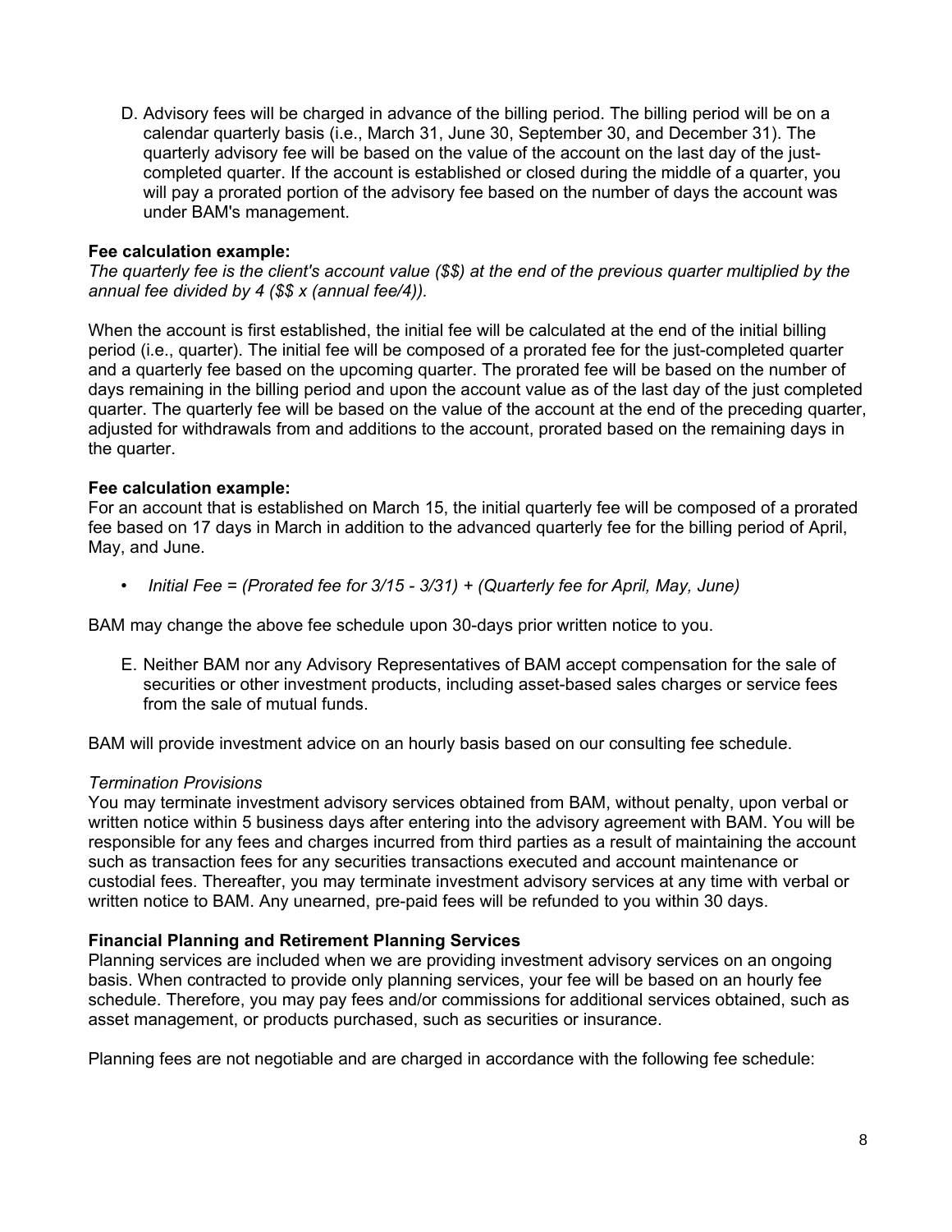D. Advisory fees will be charged in advance of the billing period. The billing period will be on a calendar quarterly basis (i.e., March 31, June 30, September 30, and December 31). The quarterly advisory fee will be based on the value of the account on the last day of the just-completed quarter. If the account is established or closed during the middle of a quarter, you will pay a prorated portion of the advisory fee based on the number of days the account was under BAM's management.

**Fee calculation example:**
*The quarterly fee is the client's account value ($$) at the end of the previous quarter multiplied by the annual fee divided by 4 ($$ x (annual fee/4)).*

When the account is first established, the initial fee will be calculated at the end of the initial billing period (i.e., quarter). The initial fee will be composed of a prorated fee for the just-completed quarter and a quarterly fee based on the upcoming quarter. The prorated fee will be based on the number of days remaining in the billing period and upon the account value as of the last day of the just completed quarter. The quarterly fee will be based on the value of the account at the end of the preceding quarter, adjusted for withdrawals from and additions to the account, prorated based on the remaining days in the quarter.

**Fee calculation example:**
For an account that is established on March 15, the initial quarterly fee will be composed of a prorated fee based on 17 days in March in addition to the advanced quarterly fee for the billing period of April, May, and June.

- *Initial Fee = (Prorated fee for 3/15 - 3/31) + (Quarterly fee for April, May, June)*

BAM may change the above fee schedule upon 30-days prior written notice to you.

E. Neither BAM nor any Advisory Representatives of BAM accept compensation for the sale of securities or other investment products, including asset-based sales charges or service fees from the sale of mutual funds.

BAM will provide investment advice on an hourly basis based on our consulting fee schedule.

*Termination Provisions*
You may terminate investment advisory services obtained from BAM, without penalty, upon verbal or written notice within 5 business days after entering into the advisory agreement with BAM. You will be responsible for any fees and charges incurred from third parties as a result of maintaining the account such as transaction fees for any securities transactions executed and account maintenance or custodial fees. Thereafter, you may terminate investment advisory services at any time with verbal or written notice to BAM. Any unearned, pre-paid fees will be refunded to you within 30 days.

**Financial Planning and Retirement Planning Services**
Planning services are included when we are providing investment advisory services on an ongoing basis. When contracted to provide only planning services, your fee will be based on an hourly fee schedule. Therefore, you may pay fees and/or commissions for additional services obtained, such as asset management, or products purchased, such as securities or insurance.

Planning fees are not negotiable and are charged in accordance with the following fee schedule: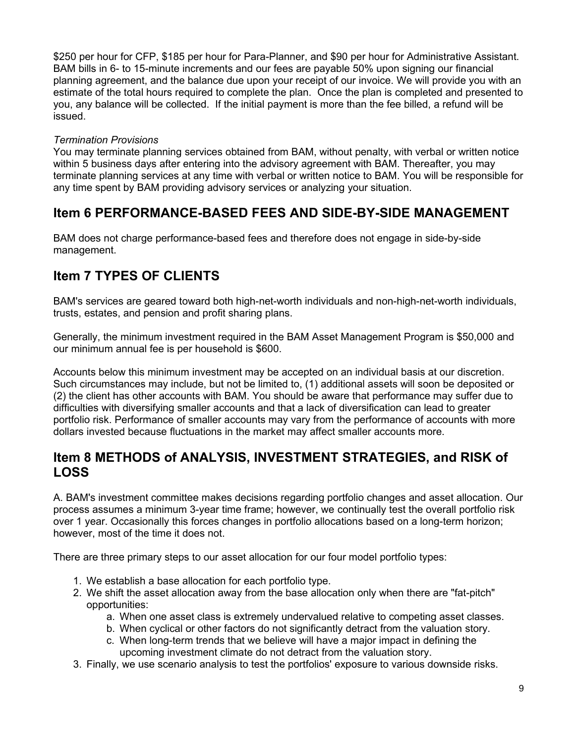$250 per hour for CFP, $185 per hour for Para-Planner, and $90 per hour for Administrative Assistant. BAM bills in 6- to 15-minute increments and our fees are payable 50% upon signing our financial planning agreement, and the balance due upon your receipt of our invoice. We will provide you with an estimate of the total hours required to complete the plan. Once the plan is completed and presented to you, any balance will be collected. If the initial payment is more than the fee billed, a refund will be issued.

*Termination Provisions*

You may terminate planning services obtained from BAM, without penalty, with verbal or written notice within 5 business days after entering into the advisory agreement with BAM. Thereafter, you may terminate planning services at any time with verbal or written notice to BAM. You will be responsible for any time spent by BAM providing advisory services or analyzing your situation.

## Item 6 PERFORMANCE-BASED FEES AND SIDE-BY-SIDE MANAGEMENT

BAM does not charge performance-based fees and therefore does not engage in side-by-side management.

## Item 7 TYPES OF CLIENTS

BAM's services are geared toward both high-net-worth individuals and non-high-net-worth individuals, trusts, estates, and pension and profit sharing plans.

Generally, the minimum investment required in the BAM Asset Management Program is $50,000 and our minimum annual fee is per household is $600.

Accounts below this minimum investment may be accepted on an individual basis at our discretion. Such circumstances may include, but not be limited to, (1) additional assets will soon be deposited or (2) the client has other accounts with BAM. You should be aware that performance may suffer due to difficulties with diversifying smaller accounts and that a lack of diversification can lead to greater portfolio risk. Performance of smaller accounts may vary from the performance of accounts with more dollars invested because fluctuations in the market may affect smaller accounts more.

## Item 8 METHODS of ANALYSIS, INVESTMENT STRATEGIES, and RISK of LOSS

A. BAM's investment committee makes decisions regarding portfolio changes and asset allocation. Our process assumes a minimum 3-year time frame; however, we continually test the overall portfolio risk over 1 year. Occasionally this forces changes in portfolio allocations based on a long-term horizon; however, most of the time it does not.

There are three primary steps to our asset allocation for our four model portfolio types:

1. We establish a base allocation for each portfolio type.
2. We shift the asset allocation away from the base allocation only when there are "fat-pitch" opportunities:
    a. When one asset class is extremely undervalued relative to competing asset classes.
    b. When cyclical or other factors do not significantly detract from the valuation story.
    c. When long-term trends that we believe will have a major impact in defining the upcoming investment climate do not detract from the valuation story.
3. Finally, we use scenario analysis to test the portfolios' exposure to various downside risks.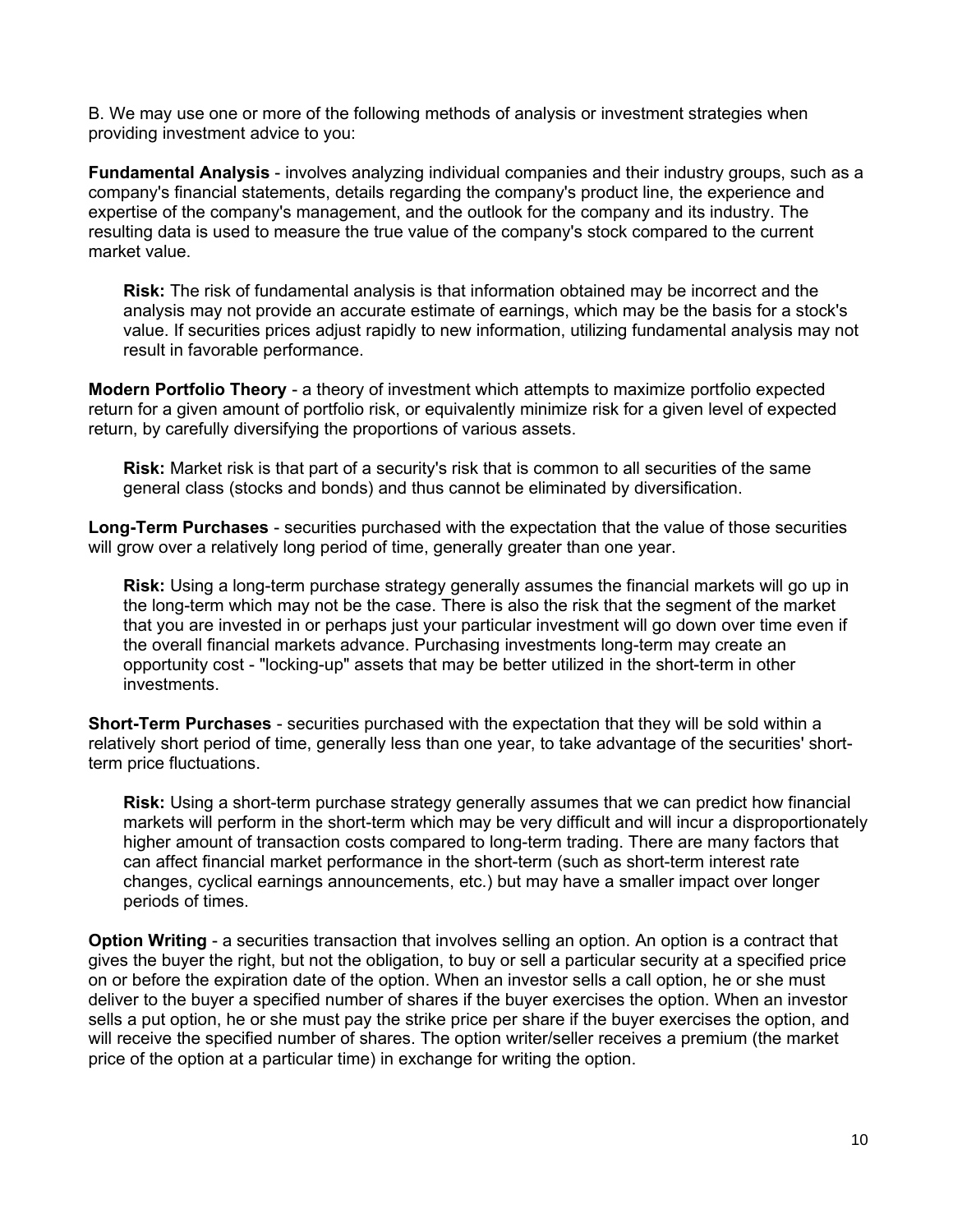B. We may use one or more of the following methods of analysis or investment strategies when providing investment advice to you:

**Fundamental Analysis** - involves analyzing individual companies and their industry groups, such as a company's financial statements, details regarding the company's product line, the experience and expertise of the company's management, and the outlook for the company and its industry. The resulting data is used to measure the true value of the company's stock compared to the current market value.

> **Risk:** The risk of fundamental analysis is that information obtained may be incorrect and the analysis may not provide an accurate estimate of earnings, which may be the basis for a stock's value. If securities prices adjust rapidly to new information, utilizing fundamental analysis may not result in favorable performance.

**Modern Portfolio Theory** - a theory of investment which attempts to maximize portfolio expected return for a given amount of portfolio risk, or equivalently minimize risk for a given level of expected return, by carefully diversifying the proportions of various assets.

> **Risk:** Market risk is that part of a security's risk that is common to all securities of the same general class (stocks and bonds) and thus cannot be eliminated by diversification.

**Long-Term Purchases** - securities purchased with the expectation that the value of those securities will grow over a relatively long period of time, generally greater than one year.

> **Risk:** Using a long-term purchase strategy generally assumes the financial markets will go up in the long-term which may not be the case. There is also the risk that the segment of the market that you are invested in or perhaps just your particular investment will go down over time even if the overall financial markets advance. Purchasing investments long-term may create an opportunity cost - "locking-up" assets that may be better utilized in the short-term in other investments.

**Short-Term Purchases** - securities purchased with the expectation that they will be sold within a relatively short period of time, generally less than one year, to take advantage of the securities' short-term price fluctuations.

> **Risk:** Using a short-term purchase strategy generally assumes that we can predict how financial markets will perform in the short-term which may be very difficult and will incur a disproportionately higher amount of transaction costs compared to long-term trading. There are many factors that can affect financial market performance in the short-term (such as short-term interest rate changes, cyclical earnings announcements, etc.) but may have a smaller impact over longer periods of times.

**Option Writing** - a securities transaction that involves selling an option. An option is a contract that gives the buyer the right, but not the obligation, to buy or sell a particular security at a specified price on or before the expiration date of the option. When an investor sells a call option, he or she must deliver to the buyer a specified number of shares if the buyer exercises the option. When an investor sells a put option, he or she must pay the strike price per share if the buyer exercises the option, and will receive the specified number of shares. The option writer/seller receives a premium (the market price of the option at a particular time) in exchange for writing the option.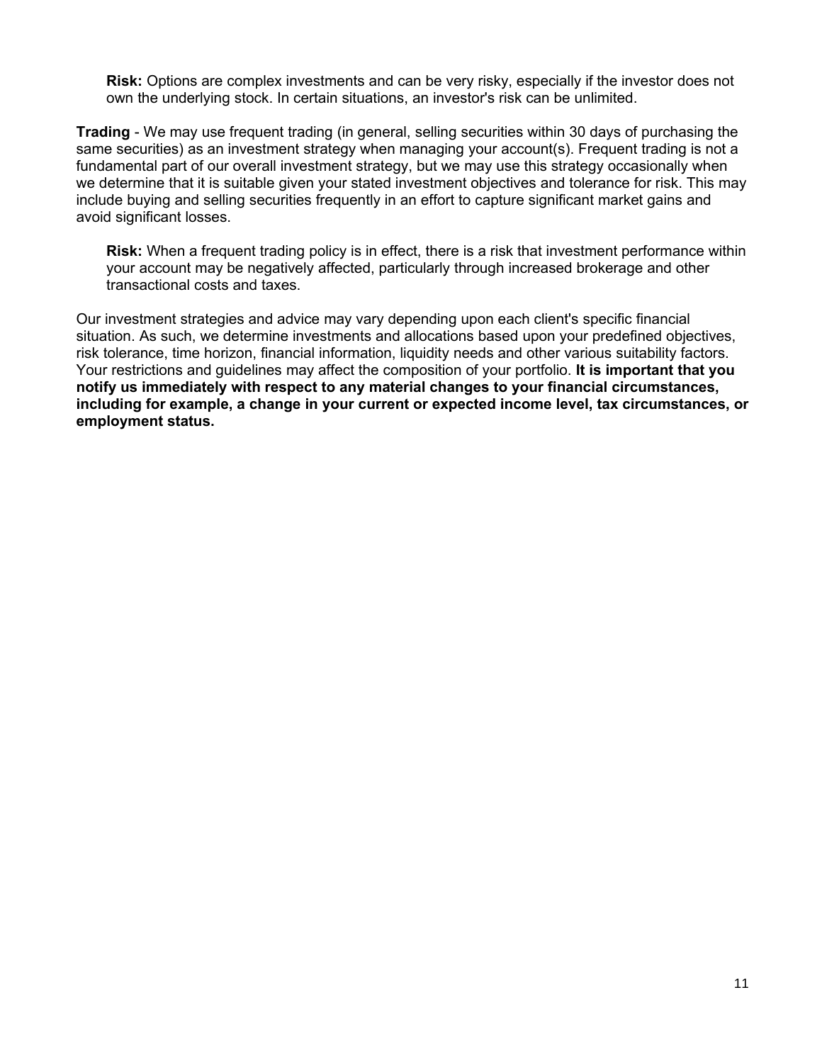**Risk:** Options are complex investments and can be very risky, especially if the investor does not own the underlying stock. In certain situations, an investor's risk can be unlimited.

**Trading** - We may use frequent trading (in general, selling securities within 30 days of purchasing the same securities) as an investment strategy when managing your account(s). Frequent trading is not a fundamental part of our overall investment strategy, but we may use this strategy occasionally when we determine that it is suitable given your stated investment objectives and tolerance for risk. This may include buying and selling securities frequently in an effort to capture significant market gains and avoid significant losses.

**Risk:** When a frequent trading policy is in effect, there is a risk that investment performance within your account may be negatively affected, particularly through increased brokerage and other transactional costs and taxes.

Our investment strategies and advice may vary depending upon each client's specific financial situation. As such, we determine investments and allocations based upon your predefined objectives, risk tolerance, time horizon, financial information, liquidity needs and other various suitability factors. Your restrictions and guidelines may affect the composition of your portfolio. **It is important that you notify us immediately with respect to any material changes to your financial circumstances, including for example, a change in your current or expected income level, tax circumstances, or employment status.**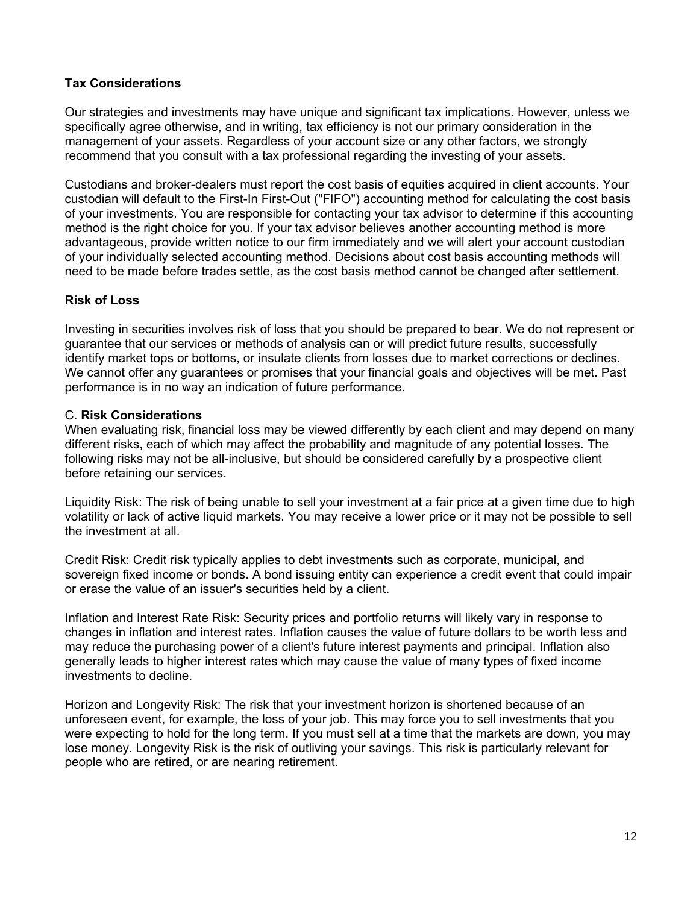**Tax Considerations**

Our strategies and investments may have unique and significant tax implications. However, unless we specifically agree otherwise, and in writing, tax efficiency is not our primary consideration in the management of your assets. Regardless of your account size or any other factors, we strongly recommend that you consult with a tax professional regarding the investing of your assets.

Custodians and broker-dealers must report the cost basis of equities acquired in client accounts. Your custodian will default to the First-In First-Out ("FIFO") accounting method for calculating the cost basis of your investments. You are responsible for contacting your tax advisor to determine if this accounting method is the right choice for you. If your tax advisor believes another accounting method is more advantageous, provide written notice to our firm immediately and we will alert your account custodian of your individually selected accounting method. Decisions about cost basis accounting methods will need to be made before trades settle, as the cost basis method cannot be changed after settlement.

**Risk of Loss**

Investing in securities involves risk of loss that you should be prepared to bear. We do not represent or guarantee that our services or methods of analysis can or will predict future results, successfully identify market tops or bottoms, or insulate clients from losses due to market corrections or declines. We cannot offer any guarantees or promises that your financial goals and objectives will be met. Past performance is in no way an indication of future performance.

C. **Risk Considerations**

When evaluating risk, financial loss may be viewed differently by each client and may depend on many different risks, each of which may affect the probability and magnitude of any potential losses. The following risks may not be all-inclusive, but should be considered carefully by a prospective client before retaining our services.

Liquidity Risk: The risk of being unable to sell your investment at a fair price at a given time due to high volatility or lack of active liquid markets. You may receive a lower price or it may not be possible to sell the investment at all.

Credit Risk: Credit risk typically applies to debt investments such as corporate, municipal, and sovereign fixed income or bonds. A bond issuing entity can experience a credit event that could impair or erase the value of an issuer's securities held by a client.

Inflation and Interest Rate Risk: Security prices and portfolio returns will likely vary in response to changes in inflation and interest rates. Inflation causes the value of future dollars to be worth less and may reduce the purchasing power of a client's future interest payments and principal. Inflation also generally leads to higher interest rates which may cause the value of many types of fixed income investments to decline.

Horizon and Longevity Risk: The risk that your investment horizon is shortened because of an unforeseen event, for example, the loss of your job. This may force you to sell investments that you were expecting to hold for the long term. If you must sell at a time that the markets are down, you may lose money. Longevity Risk is the risk of outliving your savings. This risk is particularly relevant for people who are retired, or are nearing retirement.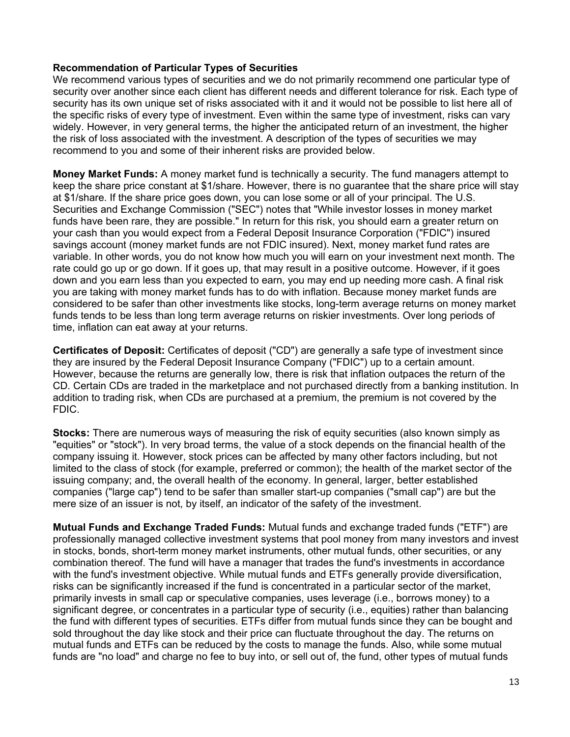**Recommendation of Particular Types of Securities**
We recommend various types of securities and we do not primarily recommend one particular type of security over another since each client has different needs and different tolerance for risk. Each type of security has its own unique set of risks associated with it and it would not be possible to list here all of the specific risks of every type of investment. Even within the same type of investment, risks can vary widely. However, in very general terms, the higher the anticipated return of an investment, the higher the risk of loss associated with the investment. A description of the types of securities we may recommend to you and some of their inherent risks are provided below.

**Money Market Funds:** A money market fund is technically a security. The fund managers attempt to keep the share price constant at $1/share. However, there is no guarantee that the share price will stay at $1/share. If the share price goes down, you can lose some or all of your principal. The U.S. Securities and Exchange Commission ("SEC") notes that "While investor losses in money market funds have been rare, they are possible." In return for this risk, you should earn a greater return on your cash than you would expect from a Federal Deposit Insurance Corporation ("FDIC") insured savings account (money market funds are not FDIC insured). Next, money market fund rates are variable. In other words, you do not know how much you will earn on your investment next month. The rate could go up or go down. If it goes up, that may result in a positive outcome. However, if it goes down and you earn less than you expected to earn, you may end up needing more cash. A final risk you are taking with money market funds has to do with inflation. Because money market funds are considered to be safer than other investments like stocks, long-term average returns on money market funds tends to be less than long term average returns on riskier investments. Over long periods of time, inflation can eat away at your returns.

**Certificates of Deposit:** Certificates of deposit ("CD") are generally a safe type of investment since they are insured by the Federal Deposit Insurance Company ("FDIC") up to a certain amount. However, because the returns are generally low, there is risk that inflation outpaces the return of the CD. Certain CDs are traded in the marketplace and not purchased directly from a banking institution. In addition to trading risk, when CDs are purchased at a premium, the premium is not covered by the FDIC.

**Stocks:** There are numerous ways of measuring the risk of equity securities (also known simply as "equities" or "stock"). In very broad terms, the value of a stock depends on the financial health of the company issuing it. However, stock prices can be affected by many other factors including, but not limited to the class of stock (for example, preferred or common); the health of the market sector of the issuing company; and, the overall health of the economy. In general, larger, better established companies ("large cap") tend to be safer than smaller start-up companies ("small cap") are but the mere size of an issuer is not, by itself, an indicator of the safety of the investment.

**Mutual Funds and Exchange Traded Funds:** Mutual funds and exchange traded funds ("ETF") are professionally managed collective investment systems that pool money from many investors and invest in stocks, bonds, short-term money market instruments, other mutual funds, other securities, or any combination thereof. The fund will have a manager that trades the fund's investments in accordance with the fund's investment objective. While mutual funds and ETFs generally provide diversification, risks can be significantly increased if the fund is concentrated in a particular sector of the market, primarily invests in small cap or speculative companies, uses leverage (i.e., borrows money) to a significant degree, or concentrates in a particular type of security (i.e., equities) rather than balancing the fund with different types of securities. ETFs differ from mutual funds since they can be bought and sold throughout the day like stock and their price can fluctuate throughout the day. The returns on mutual funds and ETFs can be reduced by the costs to manage the funds. Also, while some mutual funds are "no load" and charge no fee to buy into, or sell out of, the fund, other types of mutual funds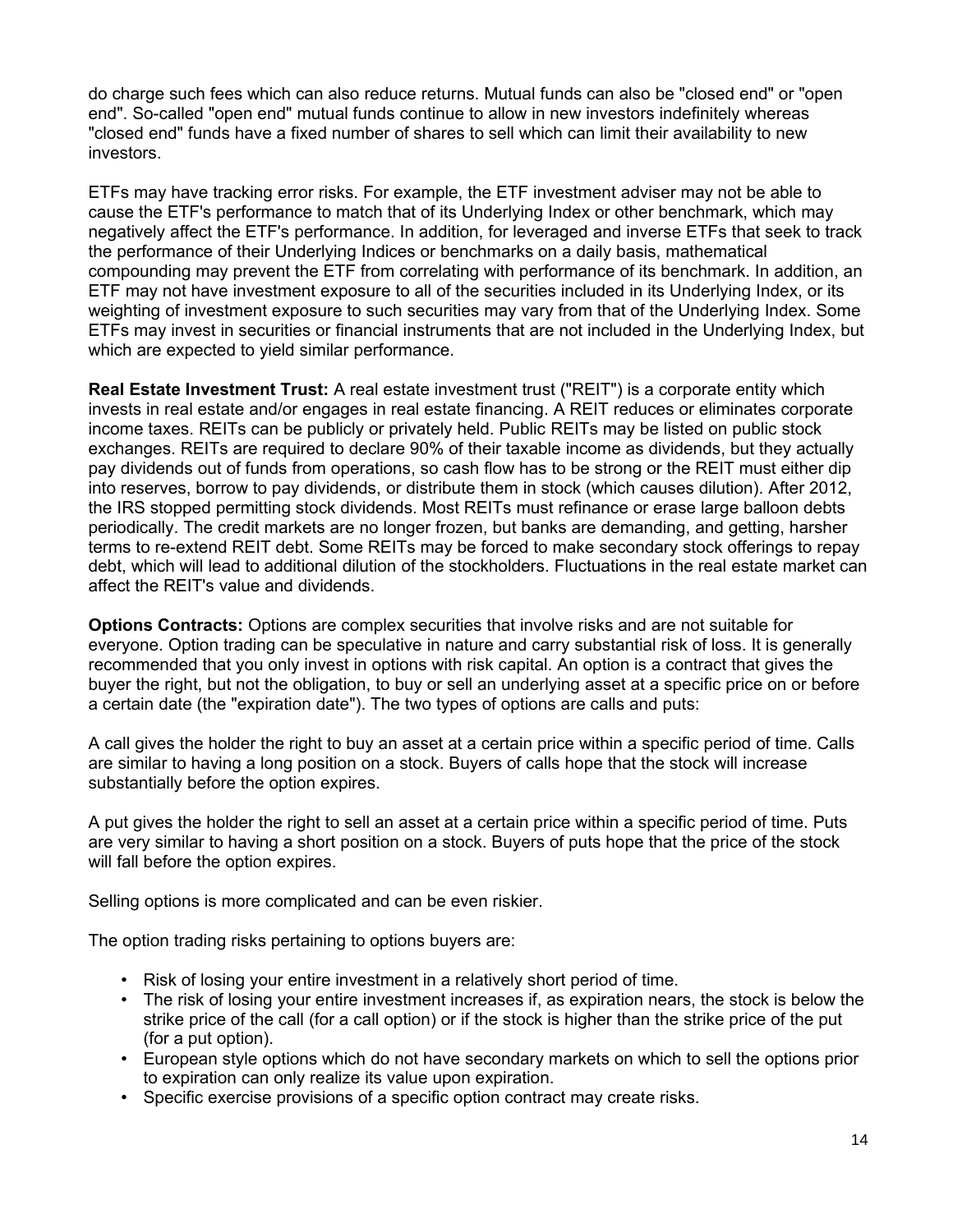do charge such fees which can also reduce returns. Mutual funds can also be "closed end" or "open end". So-called "open end" mutual funds continue to allow in new investors indefinitely whereas "closed end" funds have a fixed number of shares to sell which can limit their availability to new investors.

ETFs may have tracking error risks. For example, the ETF investment adviser may not be able to cause the ETF's performance to match that of its Underlying Index or other benchmark, which may negatively affect the ETF's performance. In addition, for leveraged and inverse ETFs that seek to track the performance of their Underlying Indices or benchmarks on a daily basis, mathematical compounding may prevent the ETF from correlating with performance of its benchmark. In addition, an ETF may not have investment exposure to all of the securities included in its Underlying Index, or its weighting of investment exposure to such securities may vary from that of the Underlying Index. Some ETFs may invest in securities or financial instruments that are not included in the Underlying Index, but which are expected to yield similar performance.

**Real Estate Investment Trust:** A real estate investment trust ("REIT") is a corporate entity which invests in real estate and/or engages in real estate financing. A REIT reduces or eliminates corporate income taxes. REITs can be publicly or privately held. Public REITs may be listed on public stock exchanges. REITs are required to declare 90% of their taxable income as dividends, but they actually pay dividends out of funds from operations, so cash flow has to be strong or the REIT must either dip into reserves, borrow to pay dividends, or distribute them in stock (which causes dilution). After 2012, the IRS stopped permitting stock dividends. Most REITs must refinance or erase large balloon debts periodically. The credit markets are no longer frozen, but banks are demanding, and getting, harsher terms to re-extend REIT debt. Some REITs may be forced to make secondary stock offerings to repay debt, which will lead to additional dilution of the stockholders. Fluctuations in the real estate market can affect the REIT's value and dividends.

**Options Contracts:** Options are complex securities that involve risks and are not suitable for everyone. Option trading can be speculative in nature and carry substantial risk of loss. It is generally recommended that you only invest in options with risk capital. An option is a contract that gives the buyer the right, but not the obligation, to buy or sell an underlying asset at a specific price on or before a certain date (the "expiration date"). The two types of options are calls and puts:

A call gives the holder the right to buy an asset at a certain price within a specific period of time. Calls are similar to having a long position on a stock. Buyers of calls hope that the stock will increase substantially before the option expires.

A put gives the holder the right to sell an asset at a certain price within a specific period of time. Puts are very similar to having a short position on a stock. Buyers of puts hope that the price of the stock will fall before the option expires.

Selling options is more complicated and can be even riskier.

The option trading risks pertaining to options buyers are:

- Risk of losing your entire investment in a relatively short period of time.
- The risk of losing your entire investment increases if, as expiration nears, the stock is below the strike price of the call (for a call option) or if the stock is higher than the strike price of the put (for a put option).
- European style options which do not have secondary markets on which to sell the options prior to expiration can only realize its value upon expiration.
- Specific exercise provisions of a specific option contract may create risks.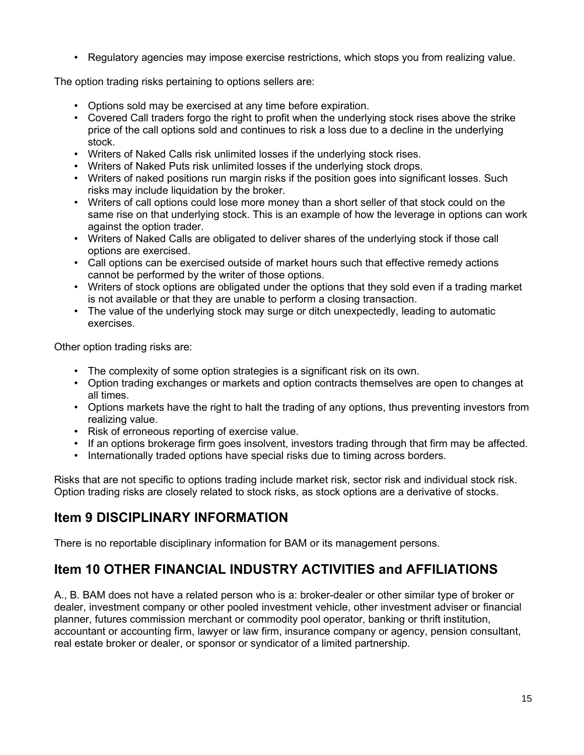- Regulatory agencies may impose exercise restrictions, which stops you from realizing value.

The option trading risks pertaining to options sellers are:

- Options sold may be exercised at any time before expiration.
- Covered Call traders forgo the right to profit when the underlying stock rises above the strike price of the call options sold and continues to risk a loss due to a decline in the underlying stock.
- Writers of Naked Calls risk unlimited losses if the underlying stock rises.
- Writers of Naked Puts risk unlimited losses if the underlying stock drops.
- Writers of naked positions run margin risks if the position goes into significant losses. Such risks may include liquidation by the broker.
- Writers of call options could lose more money than a short seller of that stock could on the same rise on that underlying stock. This is an example of how the leverage in options can work against the option trader.
- Writers of Naked Calls are obligated to deliver shares of the underlying stock if those call options are exercised.
- Call options can be exercised outside of market hours such that effective remedy actions cannot be performed by the writer of those options.
- Writers of stock options are obligated under the options that they sold even if a trading market is not available or that they are unable to perform a closing transaction.
- The value of the underlying stock may surge or ditch unexpectedly, leading to automatic exercises.

Other option trading risks are:

- The complexity of some option strategies is a significant risk on its own.
- Option trading exchanges or markets and option contracts themselves are open to changes at all times.
- Options markets have the right to halt the trading of any options, thus preventing investors from realizing value.
- Risk of erroneous reporting of exercise value.
- If an options brokerage firm goes insolvent, investors trading through that firm may be affected.
- Internationally traded options have special risks due to timing across borders.

Risks that are not specific to options trading include market risk, sector risk and individual stock risk. Option trading risks are closely related to stock risks, as stock options are a derivative of stocks.

## Item 9 DISCIPLINARY INFORMATION

There is no reportable disciplinary information for BAM or its management persons.

## Item 10 OTHER FINANCIAL INDUSTRY ACTIVITIES and AFFILIATIONS

A., B. BAM does not have a related person who is a: broker-dealer or other similar type of broker or dealer, investment company or other pooled investment vehicle, other investment adviser or financial planner, futures commission merchant or commodity pool operator, banking or thrift institution, accountant or accounting firm, lawyer or law firm, insurance company or agency, pension consultant, real estate broker or dealer, or sponsor or syndicator of a limited partnership.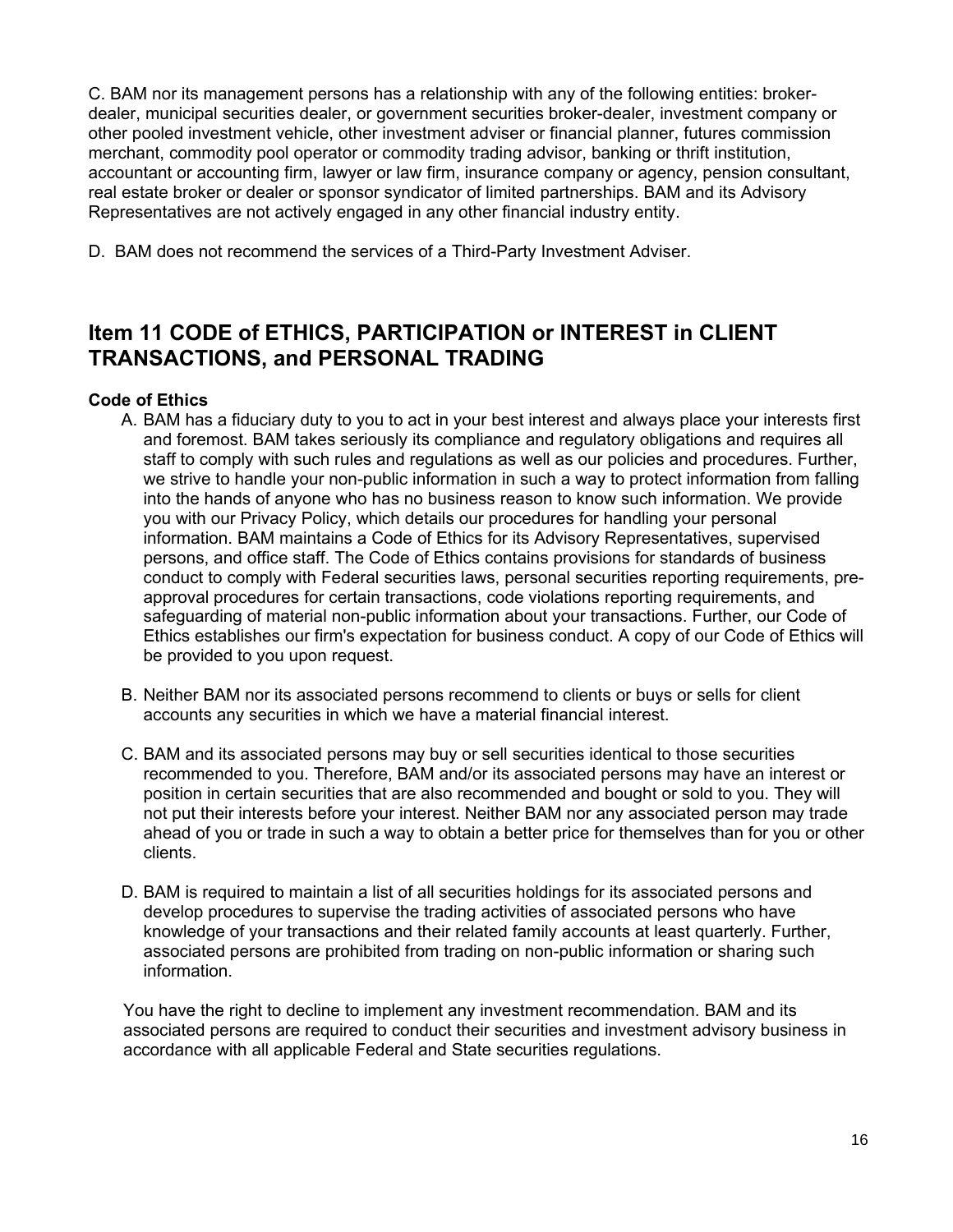C. BAM nor its management persons has a relationship with any of the following entities: broker-dealer, municipal securities dealer, or government securities broker-dealer, investment company or other pooled investment vehicle, other investment adviser or financial planner, futures commission merchant, commodity pool operator or commodity trading advisor, banking or thrift institution, accountant or accounting firm, lawyer or law firm, insurance company or agency, pension consultant, real estate broker or dealer or sponsor syndicator of limited partnerships. BAM and its Advisory Representatives are not actively engaged in any other financial industry entity.

D. BAM does not recommend the services of a Third-Party Investment Adviser.

## Item 11 CODE of ETHICS, PARTICIPATION or INTEREST in CLIENT TRANSACTIONS, and PERSONAL TRADING

**Code of Ethics**

A. BAM has a fiduciary duty to you to act in your best interest and always place your interests first and foremost. BAM takes seriously its compliance and regulatory obligations and requires all staff to comply with such rules and regulations as well as our policies and procedures. Further, we strive to handle your non-public information in such a way to protect information from falling into the hands of anyone who has no business reason to know such information. We provide you with our Privacy Policy, which details our procedures for handling your personal information. BAM maintains a Code of Ethics for its Advisory Representatives, supervised persons, and office staff. The Code of Ethics contains provisions for standards of business conduct to comply with Federal securities laws, personal securities reporting requirements, pre-approval procedures for certain transactions, code violations reporting requirements, and safeguarding of material non-public information about your transactions. Further, our Code of Ethics establishes our firm's expectation for business conduct. A copy of our Code of Ethics will be provided to you upon request.

B. Neither BAM nor its associated persons recommend to clients or buys or sells for client accounts any securities in which we have a material financial interest.

C. BAM and its associated persons may buy or sell securities identical to those securities recommended to you. Therefore, BAM and/or its associated persons may have an interest or position in certain securities that are also recommended and bought or sold to you. They will not put their interests before your interest. Neither BAM nor any associated person may trade ahead of you or trade in such a way to obtain a better price for themselves than for you or other clients.

D. BAM is required to maintain a list of all securities holdings for its associated persons and develop procedures to supervise the trading activities of associated persons who have knowledge of your transactions and their related family accounts at least quarterly. Further, associated persons are prohibited from trading on non-public information or sharing such information.

You have the right to decline to implement any investment recommendation. BAM and its associated persons are required to conduct their securities and investment advisory business in accordance with all applicable Federal and State securities regulations.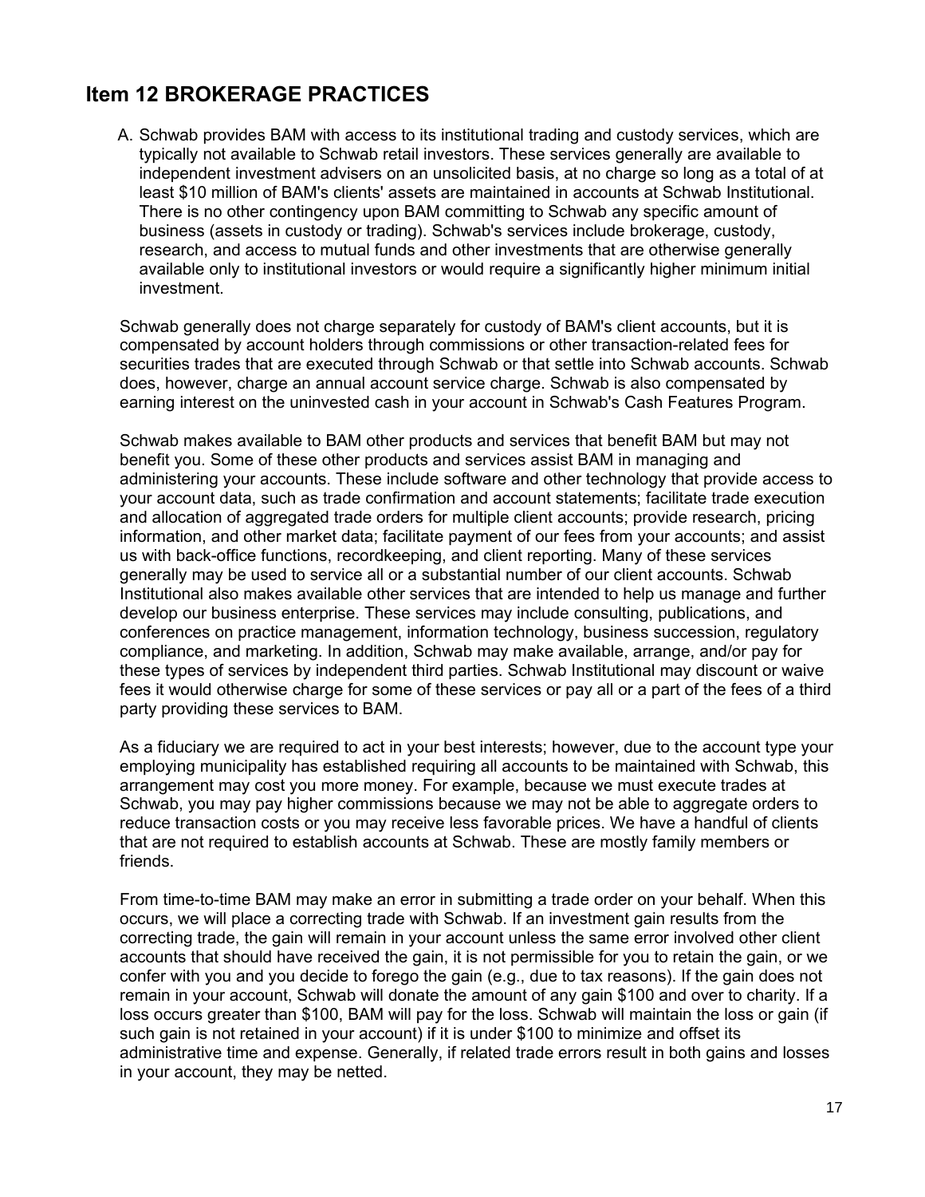## Item 12 BROKERAGE PRACTICES

A. Schwab provides BAM with access to its institutional trading and custody services, which are typically not available to Schwab retail investors. These services generally are available to independent investment advisers on an unsolicited basis, at no charge so long as a total of at least $10 million of BAM's clients' assets are maintained in accounts at Schwab Institutional. There is no other contingency upon BAM committing to Schwab any specific amount of business (assets in custody or trading). Schwab's services include brokerage, custody, research, and access to mutual funds and other investments that are otherwise generally available only to institutional investors or would require a significantly higher minimum initial investment.

Schwab generally does not charge separately for custody of BAM's client accounts, but it is compensated by account holders through commissions or other transaction-related fees for securities trades that are executed through Schwab or that settle into Schwab accounts. Schwab does, however, charge an annual account service charge. Schwab is also compensated by earning interest on the uninvested cash in your account in Schwab's Cash Features Program.

Schwab makes available to BAM other products and services that benefit BAM but may not benefit you. Some of these other products and services assist BAM in managing and administering your accounts. These include software and other technology that provide access to your account data, such as trade confirmation and account statements; facilitate trade execution and allocation of aggregated trade orders for multiple client accounts; provide research, pricing information, and other market data; facilitate payment of our fees from your accounts; and assist us with back-office functions, recordkeeping, and client reporting. Many of these services generally may be used to service all or a substantial number of our client accounts. Schwab Institutional also makes available other services that are intended to help us manage and further develop our business enterprise. These services may include consulting, publications, and conferences on practice management, information technology, business succession, regulatory compliance, and marketing. In addition, Schwab may make available, arrange, and/or pay for these types of services by independent third parties. Schwab Institutional may discount or waive fees it would otherwise charge for some of these services or pay all or a part of the fees of a third party providing these services to BAM.

As a fiduciary we are required to act in your best interests; however, due to the account type your employing municipality has established requiring all accounts to be maintained with Schwab, this arrangement may cost you more money. For example, because we must execute trades at Schwab, you may pay higher commissions because we may not be able to aggregate orders to reduce transaction costs or you may receive less favorable prices. We have a handful of clients that are not required to establish accounts at Schwab. These are mostly family members or friends.

From time-to-time BAM may make an error in submitting a trade order on your behalf. When this occurs, we will place a correcting trade with Schwab. If an investment gain results from the correcting trade, the gain will remain in your account unless the same error involved other client accounts that should have received the gain, it is not permissible for you to retain the gain, or we confer with you and you decide to forego the gain (e.g., due to tax reasons). If the gain does not remain in your account, Schwab will donate the amount of any gain $100 and over to charity. If a loss occurs greater than $100, BAM will pay for the loss. Schwab will maintain the loss or gain (if such gain is not retained in your account) if it is under $100 to minimize and offset its administrative time and expense. Generally, if related trade errors result in both gains and losses in your account, they may be netted.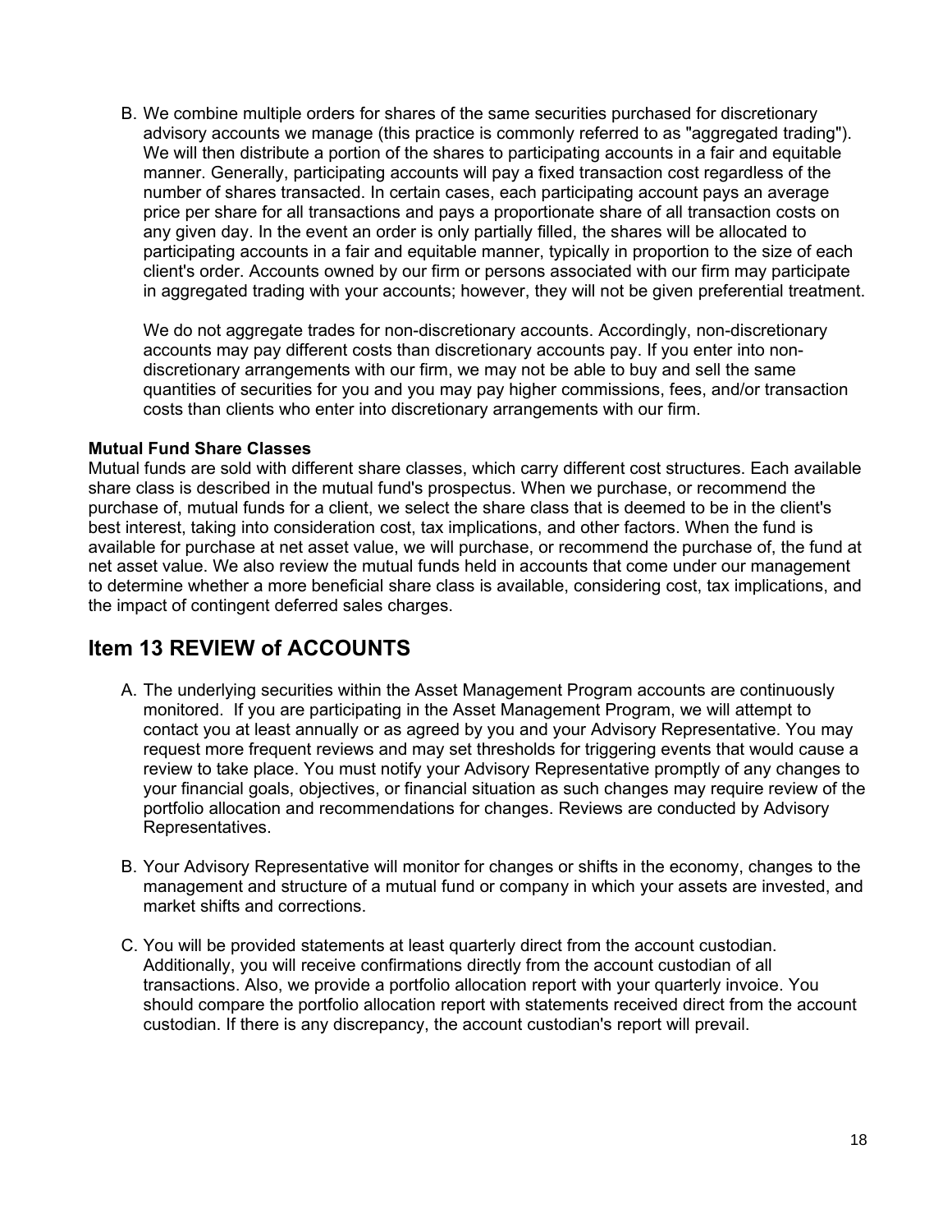B. We combine multiple orders for shares of the same securities purchased for discretionary advisory accounts we manage (this practice is commonly referred to as "aggregated trading"). We will then distribute a portion of the shares to participating accounts in a fair and equitable manner. Generally, participating accounts will pay a fixed transaction cost regardless of the number of shares transacted. In certain cases, each participating account pays an average price per share for all transactions and pays a proportionate share of all transaction costs on any given day. In the event an order is only partially filled, the shares will be allocated to participating accounts in a fair and equitable manner, typically in proportion to the size of each client's order. Accounts owned by our firm or persons associated with our firm may participate in aggregated trading with your accounts; however, they will not be given preferential treatment.

   We do not aggregate trades for non-discretionary accounts. Accordingly, non-discretionary accounts may pay different costs than discretionary accounts pay. If you enter into non-discretionary arrangements with our firm, we may not be able to buy and sell the same quantities of securities for you and you may pay higher commissions, fees, and/or transaction costs than clients who enter into discretionary arrangements with our firm.

**Mutual Fund Share Classes**

Mutual funds are sold with different share classes, which carry different cost structures. Each available share class is described in the mutual fund's prospectus. When we purchase, or recommend the purchase of, mutual funds for a client, we select the share class that is deemed to be in the client's best interest, taking into consideration cost, tax implications, and other factors. When the fund is available for purchase at net asset value, we will purchase, or recommend the purchase of, the fund at net asset value. We also review the mutual funds held in accounts that come under our management to determine whether a more beneficial share class is available, considering cost, tax implications, and the impact of contingent deferred sales charges.

## Item 13 REVIEW of ACCOUNTS

A. The underlying securities within the Asset Management Program accounts are continuously monitored. If you are participating in the Asset Management Program, we will attempt to contact you at least annually or as agreed by you and your Advisory Representative. You may request more frequent reviews and may set thresholds for triggering events that would cause a review to take place. You must notify your Advisory Representative promptly of any changes to your financial goals, objectives, or financial situation as such changes may require review of the portfolio allocation and recommendations for changes. Reviews are conducted by Advisory Representatives.

B. Your Advisory Representative will monitor for changes or shifts in the economy, changes to the management and structure of a mutual fund or company in which your assets are invested, and market shifts and corrections.

C. You will be provided statements at least quarterly direct from the account custodian. Additionally, you will receive confirmations directly from the account custodian of all transactions. Also, we provide a portfolio allocation report with your quarterly invoice. You should compare the portfolio allocation report with statements received direct from the account custodian. If there is any discrepancy, the account custodian's report will prevail.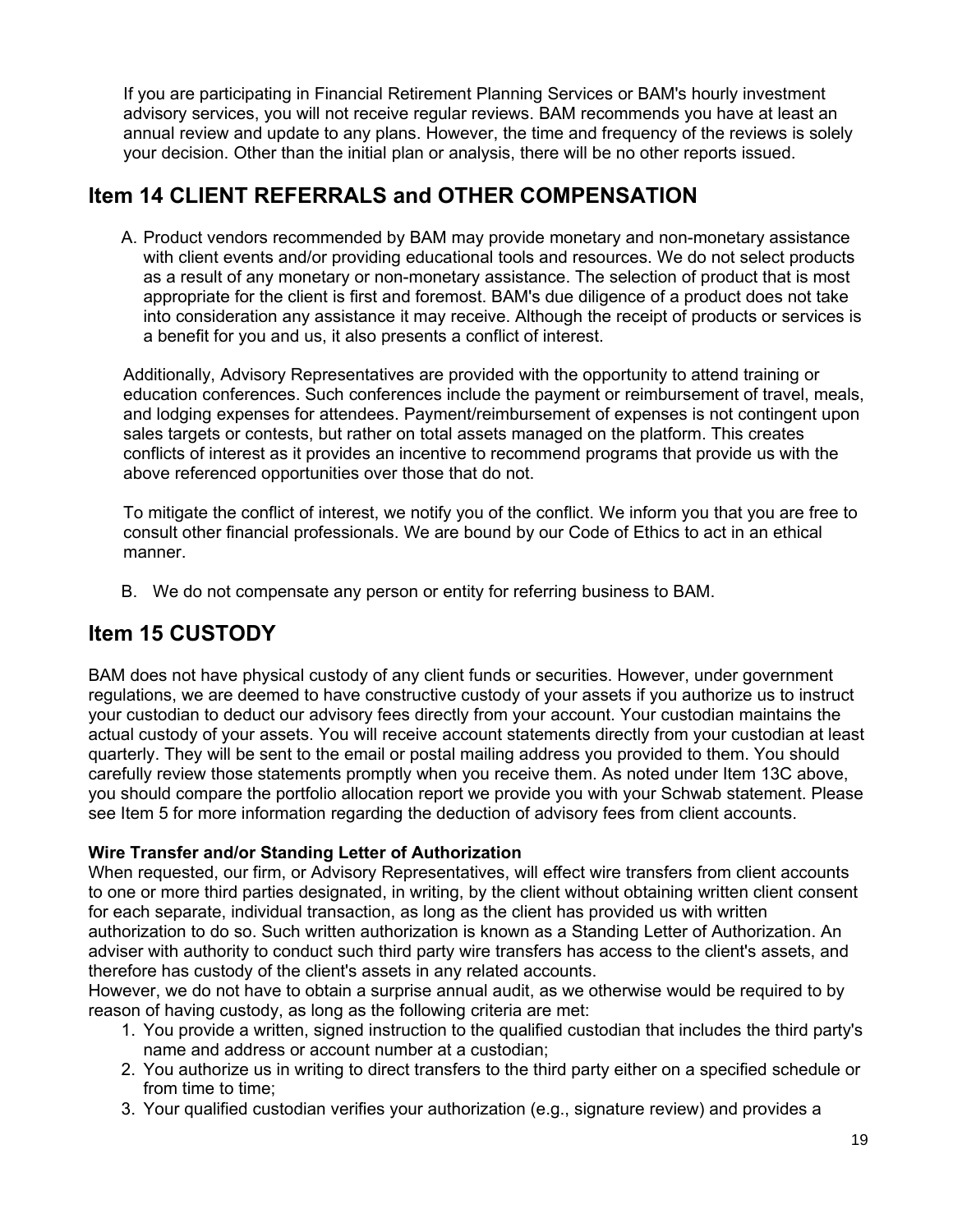If you are participating in Financial Retirement Planning Services or BAM's hourly investment advisory services, you will not receive regular reviews. BAM recommends you have at least an annual review and update to any plans. However, the time and frequency of the reviews is solely your decision. Other than the initial plan or analysis, there will be no other reports issued.

## Item 14 CLIENT REFERRALS and OTHER COMPENSATION

A. Product vendors recommended by BAM may provide monetary and non-monetary assistance with client events and/or providing educational tools and resources. We do not select products as a result of any monetary or non-monetary assistance. The selection of product that is most appropriate for the client is first and foremost. BAM's due diligence of a product does not take into consideration any assistance it may receive. Although the receipt of products or services is a benefit for you and us, it also presents a conflict of interest.

Additionally, Advisory Representatives are provided with the opportunity to attend training or education conferences. Such conferences include the payment or reimbursement of travel, meals, and lodging expenses for attendees. Payment/reimbursement of expenses is not contingent upon sales targets or contests, but rather on total assets managed on the platform. This creates conflicts of interest as it provides an incentive to recommend programs that provide us with the above referenced opportunities over those that do not.

To mitigate the conflict of interest, we notify you of the conflict. We inform you that you are free to consult other financial professionals. We are bound by our Code of Ethics to act in an ethical manner.

B. We do not compensate any person or entity for referring business to BAM.

## Item 15 CUSTODY

BAM does not have physical custody of any client funds or securities. However, under government regulations, we are deemed to have constructive custody of your assets if you authorize us to instruct your custodian to deduct our advisory fees directly from your account. Your custodian maintains the actual custody of your assets. You will receive account statements directly from your custodian at least quarterly. They will be sent to the email or postal mailing address you provided to them. You should carefully review those statements promptly when you receive them. As noted under Item 13C above, you should compare the portfolio allocation report we provide you with your Schwab statement. Please see Item 5 for more information regarding the deduction of advisory fees from client accounts.

**Wire Transfer and/or Standing Letter of Authorization**

When requested, our firm, or Advisory Representatives, will effect wire transfers from client accounts to one or more third parties designated, in writing, by the client without obtaining written client consent for each separate, individual transaction, as long as the client has provided us with written authorization to do so. Such written authorization is known as a Standing Letter of Authorization. An adviser with authority to conduct such third party wire transfers has access to the client's assets, and therefore has custody of the client's assets in any related accounts.
However, we do not have to obtain a surprise annual audit, as we otherwise would be required to by reason of having custody, as long as the following criteria are met:

1. You provide a written, signed instruction to the qualified custodian that includes the third party's name and address or account number at a custodian;
2. You authorize us in writing to direct transfers to the third party either on a specified schedule or from time to time;
3. Your qualified custodian verifies your authorization (e.g., signature review) and provides a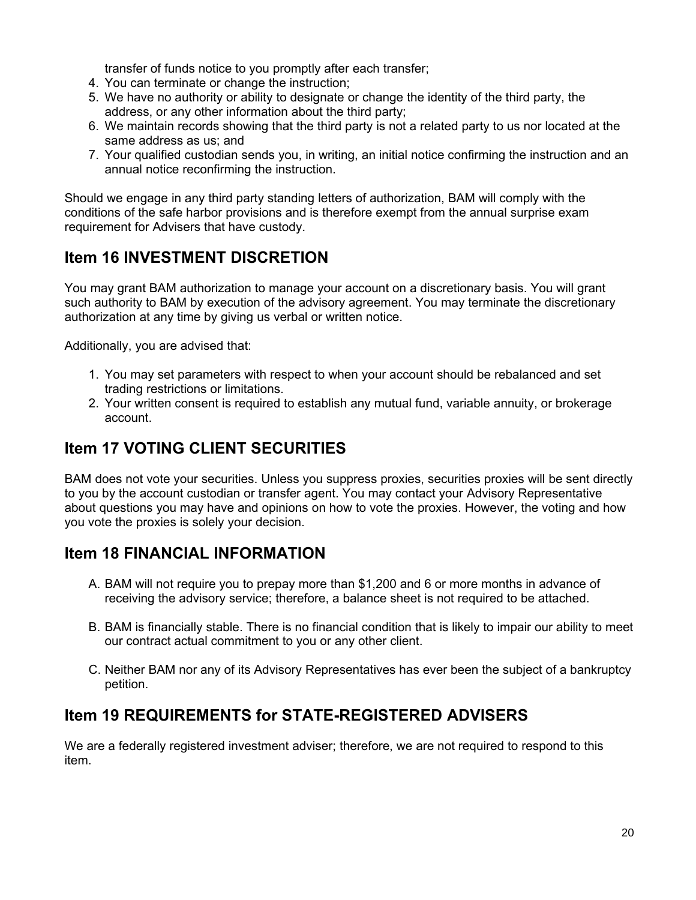transfer of funds notice to you promptly after each transfer;

4. You can terminate or change the instruction;
5. We have no authority or ability to designate or change the identity of the third party, the address, or any other information about the third party;
6. We maintain records showing that the third party is not a related party to us nor located at the same address as us; and
7. Your qualified custodian sends you, in writing, an initial notice confirming the instruction and an annual notice reconfirming the instruction.

Should we engage in any third party standing letters of authorization, BAM will comply with the conditions of the safe harbor provisions and is therefore exempt from the annual surprise exam requirement for Advisers that have custody.

## Item 16 INVESTMENT DISCRETION

You may grant BAM authorization to manage your account on a discretionary basis. You will grant such authority to BAM by execution of the advisory agreement. You may terminate the discretionary authorization at any time by giving us verbal or written notice.

Additionally, you are advised that:

1. You may set parameters with respect to when your account should be rebalanced and set trading restrictions or limitations.
2. Your written consent is required to establish any mutual fund, variable annuity, or brokerage account.

## Item 17 VOTING CLIENT SECURITIES

BAM does not vote your securities. Unless you suppress proxies, securities proxies will be sent directly to you by the account custodian or transfer agent. You may contact your Advisory Representative about questions you may have and opinions on how to vote the proxies. However, the voting and how you vote the proxies is solely your decision.

## Item 18 FINANCIAL INFORMATION

A. BAM will not require you to prepay more than $1,200 and 6 or more months in advance of receiving the advisory service; therefore, a balance sheet is not required to be attached.

B. BAM is financially stable. There is no financial condition that is likely to impair our ability to meet our contract actual commitment to you or any other client.

C. Neither BAM nor any of its Advisory Representatives has ever been the subject of a bankruptcy petition.

## Item 19 REQUIREMENTS for STATE-REGISTERED ADVISERS

We are a federally registered investment adviser; therefore, we are not required to respond to this item.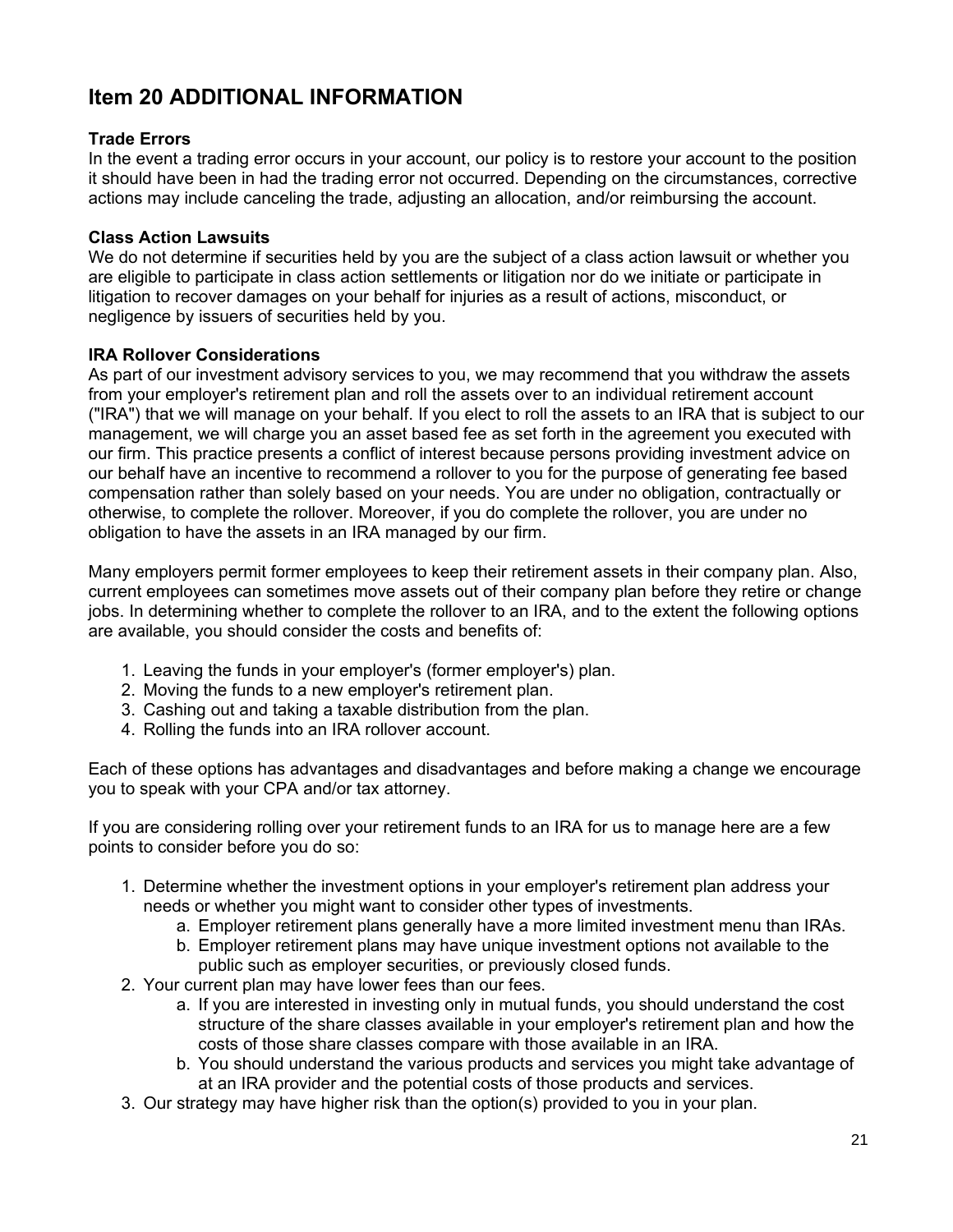## Item 20 ADDITIONAL INFORMATION

**Trade Errors**
In the event a trading error occurs in your account, our policy is to restore your account to the position it should have been in had the trading error not occurred. Depending on the circumstances, corrective actions may include canceling the trade, adjusting an allocation, and/or reimbursing the account.

**Class Action Lawsuits**
We do not determine if securities held by you are the subject of a class action lawsuit or whether you are eligible to participate in class action settlements or litigation nor do we initiate or participate in litigation to recover damages on your behalf for injuries as a result of actions, misconduct, or negligence by issuers of securities held by you.

**IRA Rollover Considerations**
As part of our investment advisory services to you, we may recommend that you withdraw the assets from your employer's retirement plan and roll the assets over to an individual retirement account ("IRA") that we will manage on your behalf. If you elect to roll the assets to an IRA that is subject to our management, we will charge you an asset based fee as set forth in the agreement you executed with our firm. This practice presents a conflict of interest because persons providing investment advice on our behalf have an incentive to recommend a rollover to you for the purpose of generating fee based compensation rather than solely based on your needs. You are under no obligation, contractually or otherwise, to complete the rollover. Moreover, if you do complete the rollover, you are under no obligation to have the assets in an IRA managed by our firm.

Many employers permit former employees to keep their retirement assets in their company plan. Also, current employees can sometimes move assets out of their company plan before they retire or change jobs. In determining whether to complete the rollover to an IRA, and to the extent the following options are available, you should consider the costs and benefits of:

1. Leaving the funds in your employer's (former employer's) plan.
2. Moving the funds to a new employer's retirement plan.
3. Cashing out and taking a taxable distribution from the plan.
4. Rolling the funds into an IRA rollover account.

Each of these options has advantages and disadvantages and before making a change we encourage you to speak with your CPA and/or tax attorney.

If you are considering rolling over your retirement funds to an IRA for us to manage here are a few points to consider before you do so:

1. Determine whether the investment options in your employer's retirement plan address your needs or whether you might want to consider other types of investments.
    a. Employer retirement plans generally have a more limited investment menu than IRAs.
    b. Employer retirement plans may have unique investment options not available to the public such as employer securities, or previously closed funds.
2. Your current plan may have lower fees than our fees.
    a. If you are interested in investing only in mutual funds, you should understand the cost structure of the share classes available in your employer's retirement plan and how the costs of those share classes compare with those available in an IRA.
    b. You should understand the various products and services you might take advantage of at an IRA provider and the potential costs of those products and services.
3. Our strategy may have higher risk than the option(s) provided to you in your plan.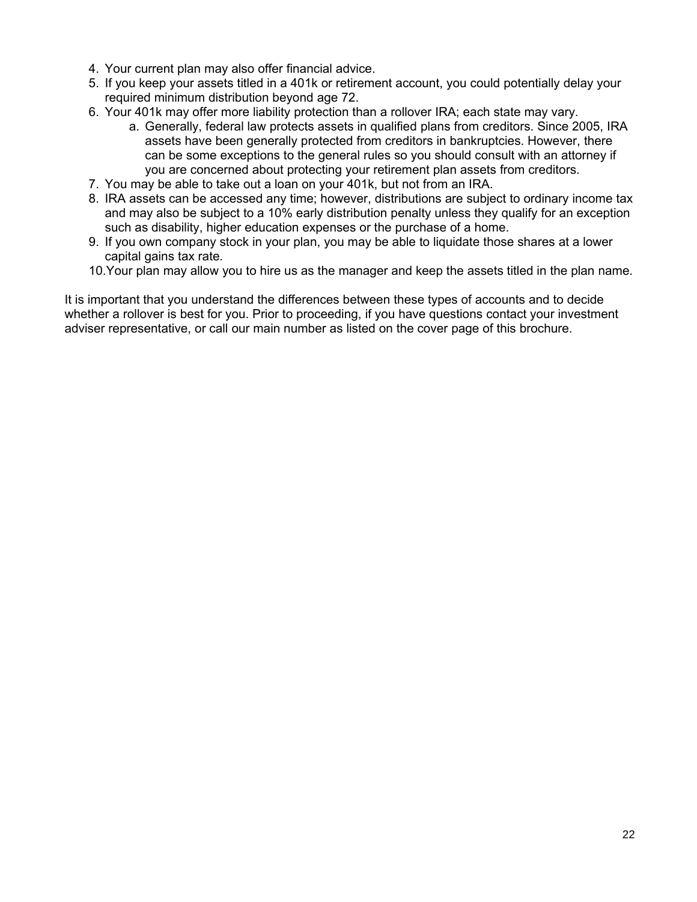4. Your current plan may also offer financial advice.
5. If you keep your assets titled in a 401k or retirement account, you could potentially delay your required minimum distribution beyond age 72.
6. Your 401k may offer more liability protection than a rollover IRA; each state may vary.
   a. Generally, federal law protects assets in qualified plans from creditors. Since 2005, IRA assets have been generally protected from creditors in bankruptcies. However, there can be some exceptions to the general rules so you should consult with an attorney if you are concerned about protecting your retirement plan assets from creditors.
7. You may be able to take out a loan on your 401k, but not from an IRA.
8. IRA assets can be accessed any time; however, distributions are subject to ordinary income tax and may also be subject to a 10% early distribution penalty unless they qualify for an exception such as disability, higher education expenses or the purchase of a home.
9. If you own company stock in your plan, you may be able to liquidate those shares at a lower capital gains tax rate.
10. Your plan may allow you to hire us as the manager and keep the assets titled in the plan name.

It is important that you understand the differences between these types of accounts and to decide whether a rollover is best for you. Prior to proceeding, if you have questions contact your investment adviser representative, or call our main number as listed on the cover page of this brochure.